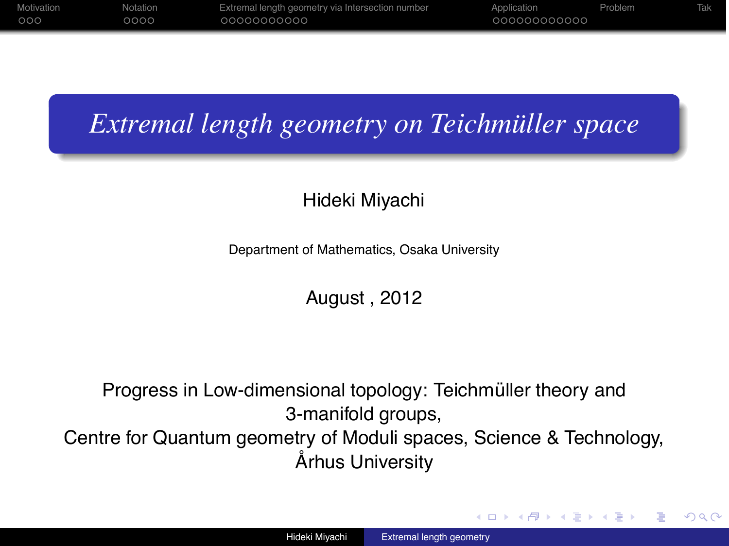# *Extremal length geometry on Teichmüller space*

Hideki Miyachi

Department of Mathematics, Osaka University

August , 2012

Progress in Low-dimensional topology: Teichmüller theory and 3-manifold groups,
Centre for Quantum geometry of Moduli spaces, Science & Technology,
Århus University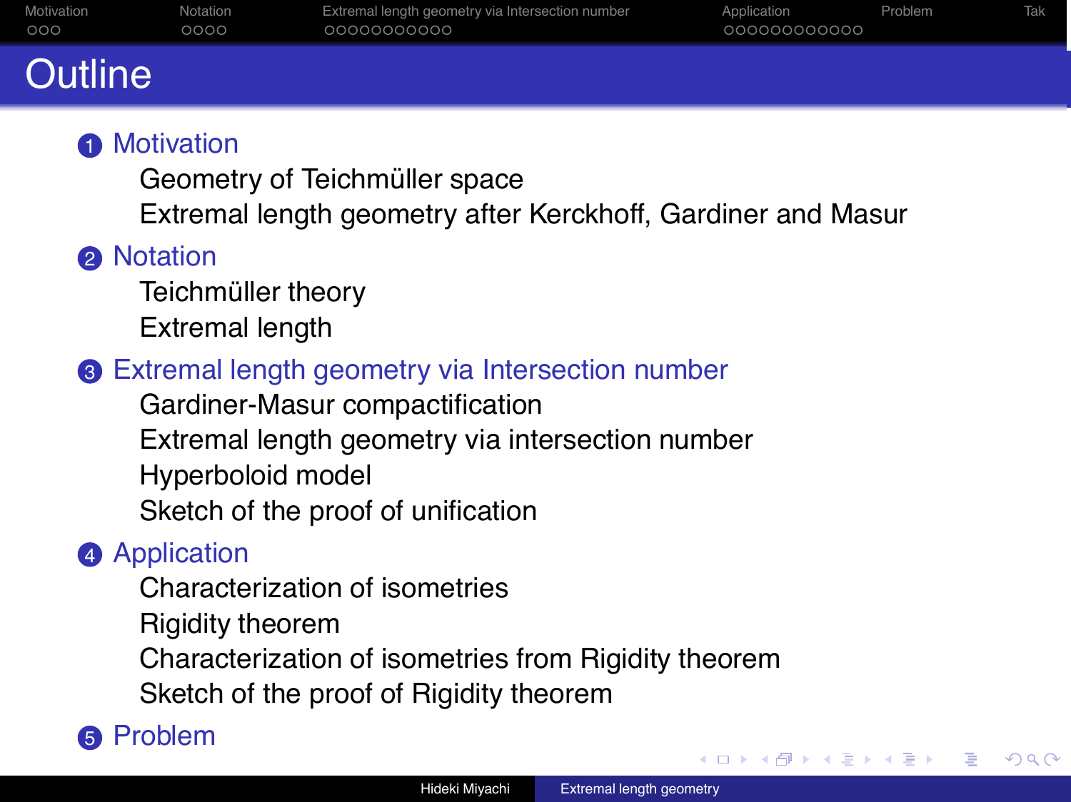# Outline

1. Motivation
   - Geometry of Teichmüller space
   - Extremal length geometry after Kerckhoff, Gardiner and Masur
2. Notation
   - Teichmüller theory
   - Extremal length
3. Extremal length geometry via Intersection number
   - Gardiner-Masur compactification
   - Extremal length geometry via intersection number
   - Hyperboloid model
   - Sketch of the proof of unification
4. Application
   - Characterization of isometries
   - Rigidity theorem
   - Characterization of isometries from Rigidity theorem
   - Sketch of the proof of Rigidity theorem
5. Problem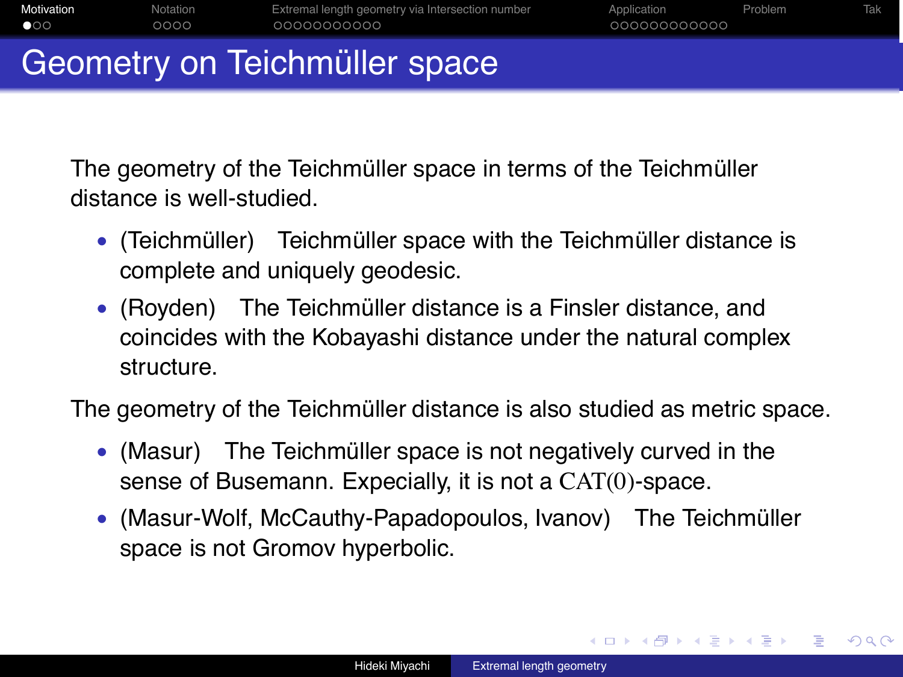# Geometry on Teichmüller space

The geometry of the Teichmüller space in terms of the Teichmüller distance is well-studied.

- (Teichmüller) Teichmüller space with the Teichmüller distance is complete and uniquely geodesic.
- (Royden) The Teichmüller distance is a Finsler distance, and coincides with the Kobayashi distance under the natural complex structure.

The geometry of the Teichmüller distance is also studied as metric space.

- (Masur) The Teichmüller space is not negatively curved in the sense of Busemann. Expecially, it is not a $\mathrm{CAT}(0)$-space.
- (Masur-Wolf, McCauthy-Papadopoulos, Ivanov) The Teichmüller space is not Gromov hyperbolic.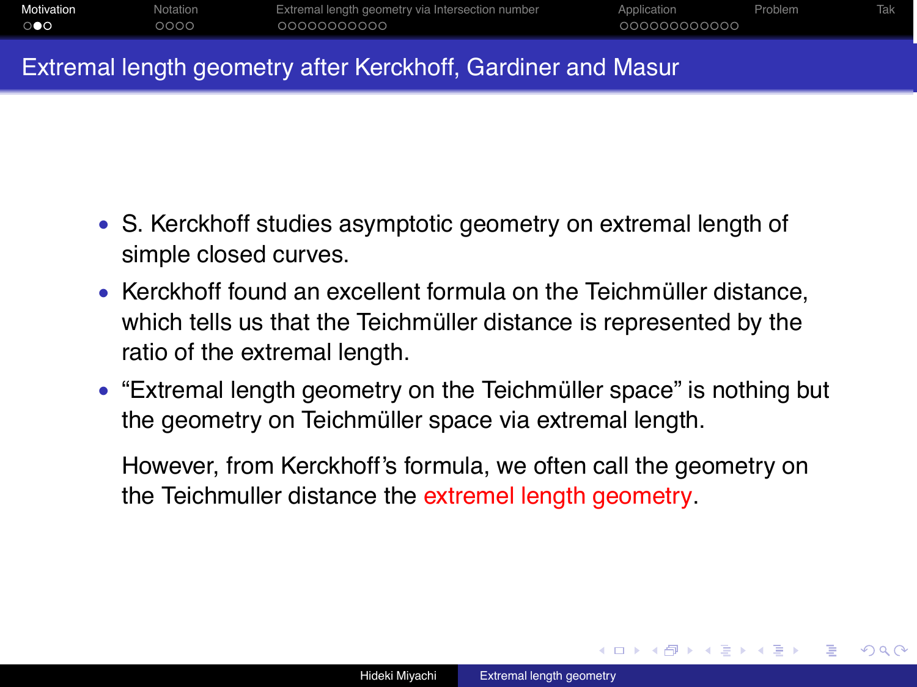## Extremal length geometry after Kerckhoff, Gardiner and Masur

- S. Kerckhoff studies asymptotic geometry on extremal length of simple closed curves.
- Kerckhoff found an excellent formula on the Teichmüller distance, which tells us that the Teichmüller distance is represented by the ratio of the extremal length.
- "Extremal length geometry on the Teichmüller space" is nothing but the geometry on Teichmüller space via extremal length.

  However, from Kerckhoff's formula, we often call the geometry on the Teichmuller distance the extremel length geometry.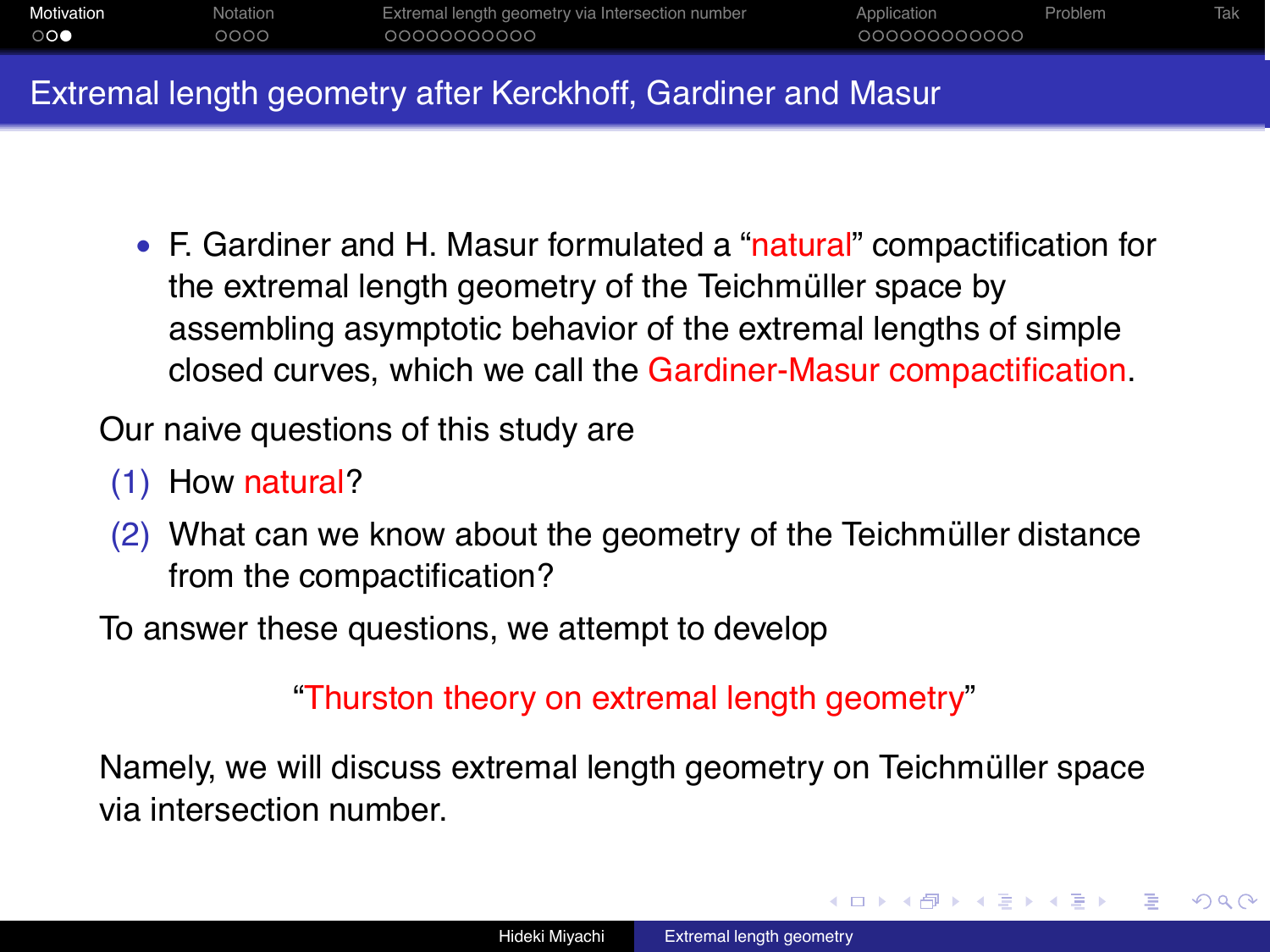## Extremal length geometry after Kerckhoff, Gardiner and Masur

- F. Gardiner and H. Masur formulated a "natural" compactification for the extremal length geometry of the Teichmüller space by assembling asymptotic behavior of the extremal lengths of simple closed curves, which we call the Gardiner-Masur compactification.

Our naive questions of this study are

1. How natural?
2. What can we know about the geometry of the Teichmüller distance from the compactification?

To answer these questions, we attempt to develop

"Thurston theory on extremal length geometry"

Namely, we will discuss extremal length geometry on Teichmüller space via intersection number.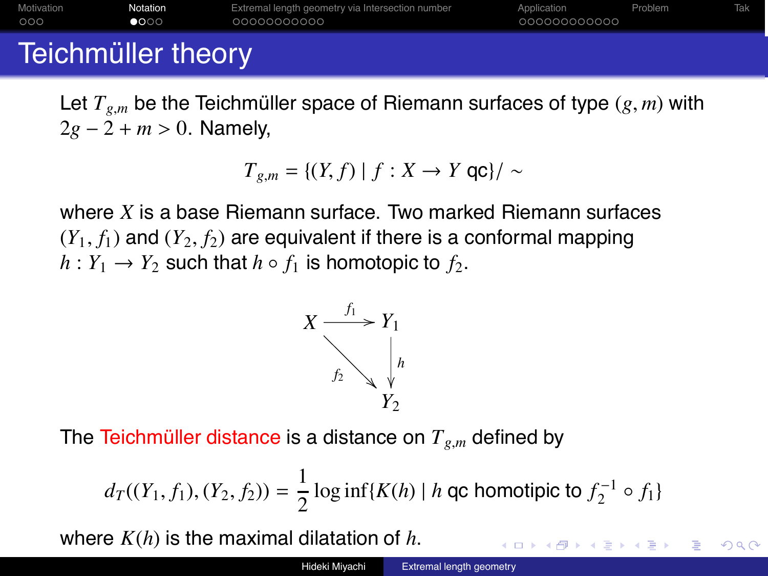# Teichmüller theory

Let $T_{g,m}$ be the Teichmüller space of Riemann surfaces of type $(g, m)$ with $2g - 2 + m > 0$. Namely,

$$T_{g,m} = \{(Y, f) \mid f : X \to Y \text{ qc}\}/\sim$$

where $X$ is a base Riemann surface. Two marked Riemann surfaces $(Y_1, f_1)$ and $(Y_2, f_2)$ are equivalent if there is a conformal mapping $h : Y_1 \to Y_2$ such that $h \circ f_1$ is homotopic to $f_2$.

$$\begin{array}{ccc} X & \xrightarrow{f_1} & Y_1 \\ & \searrow^{f_2} & \downarrow h \\ & & Y_2 \end{array}$$

The Teichmüller distance is a distance on $T_{g,m}$ defined by

$$d_T((Y_1, f_1), (Y_2, f_2)) = \frac{1}{2} \log \inf\{K(h) \mid h \text{ qc homotipic to } f_2^{-1} \circ f_1\}$$

where $K(h)$ is the maximal dilatation of $h$.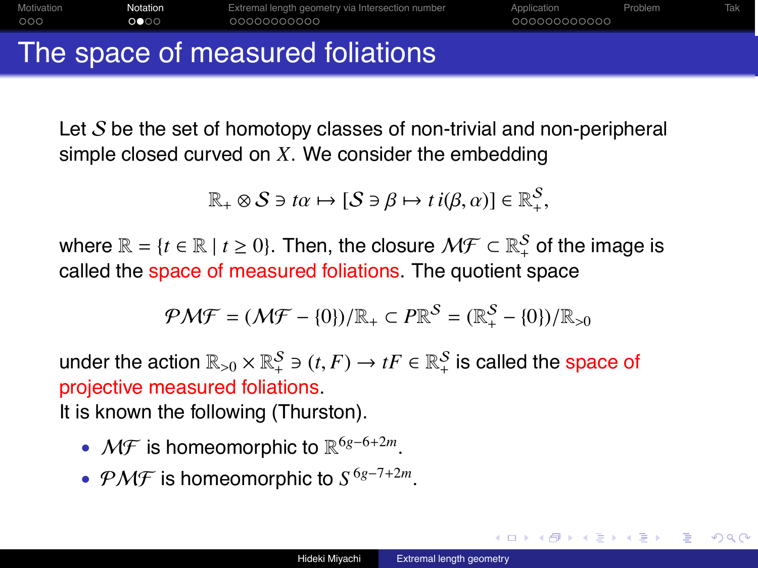# The space of measured foliations

Let $\mathcal{S}$ be the set of homotopy classes of non-trivial and non-peripheral simple closed curved on $X$. We consider the embedding

$$\mathbb{R}_+ \otimes \mathcal{S} \ni t\alpha \mapsto [\mathcal{S} \ni \beta \mapsto t\, i(\beta, \alpha)] \in \mathbb{R}_+^{\mathcal{S}},$$

where $\mathbb{R} = \{t \in \mathbb{R} \mid t \geq 0\}$. Then, the closure $\mathcal{MF} \subset \mathbb{R}_+^{\mathcal{S}}$ of the image is called the space of measured foliations. The quotient space

$$\mathcal{PMF} = (\mathcal{MF} - \{0\})/\mathbb{R}_+ \subset P\mathbb{R}^{\mathcal{S}} = (\mathbb{R}_+^{\mathcal{S}} - \{0\})/\mathbb{R}_{>0}$$

under the action $\mathbb{R}_{>0} \times \mathbb{R}_+^{\mathcal{S}} \ni (t, F) \to tF \in \mathbb{R}_+^{\mathcal{S}}$ is called the space of projective measured foliations.

It is known the following (Thurston).

- $\mathcal{MF}$ is homeomorphic to $\mathbb{R}^{6g-6+2m}$.
- $\mathcal{PMF}$ is homeomorphic to $S^{6g-7+2m}$.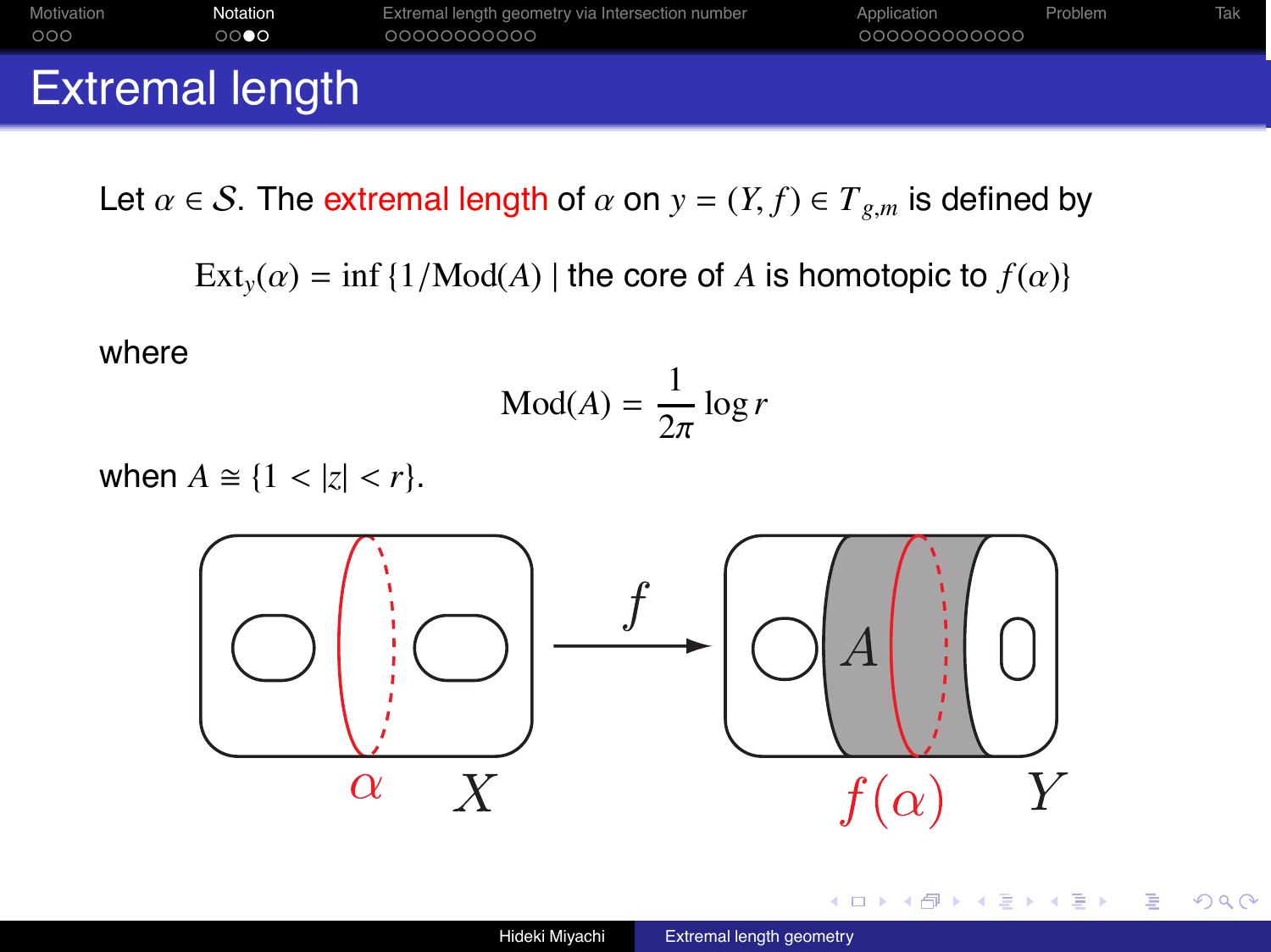# Extremal length

Let $\alpha \in \mathcal{S}$. The extremal length of $\alpha$ on $y = (Y, f) \in T_{g,m}$ is defined by

$$\mathrm{Ext}_y(\alpha) = \inf \{1/\mathrm{Mod}(A) \mid \text{the core of } A \text{ is homotopic to } f(\alpha)\}$$

where

$$\mathrm{Mod}(A) = \frac{1}{2\pi} \log r$$

when $A \cong \{1 < |z| < r\}$.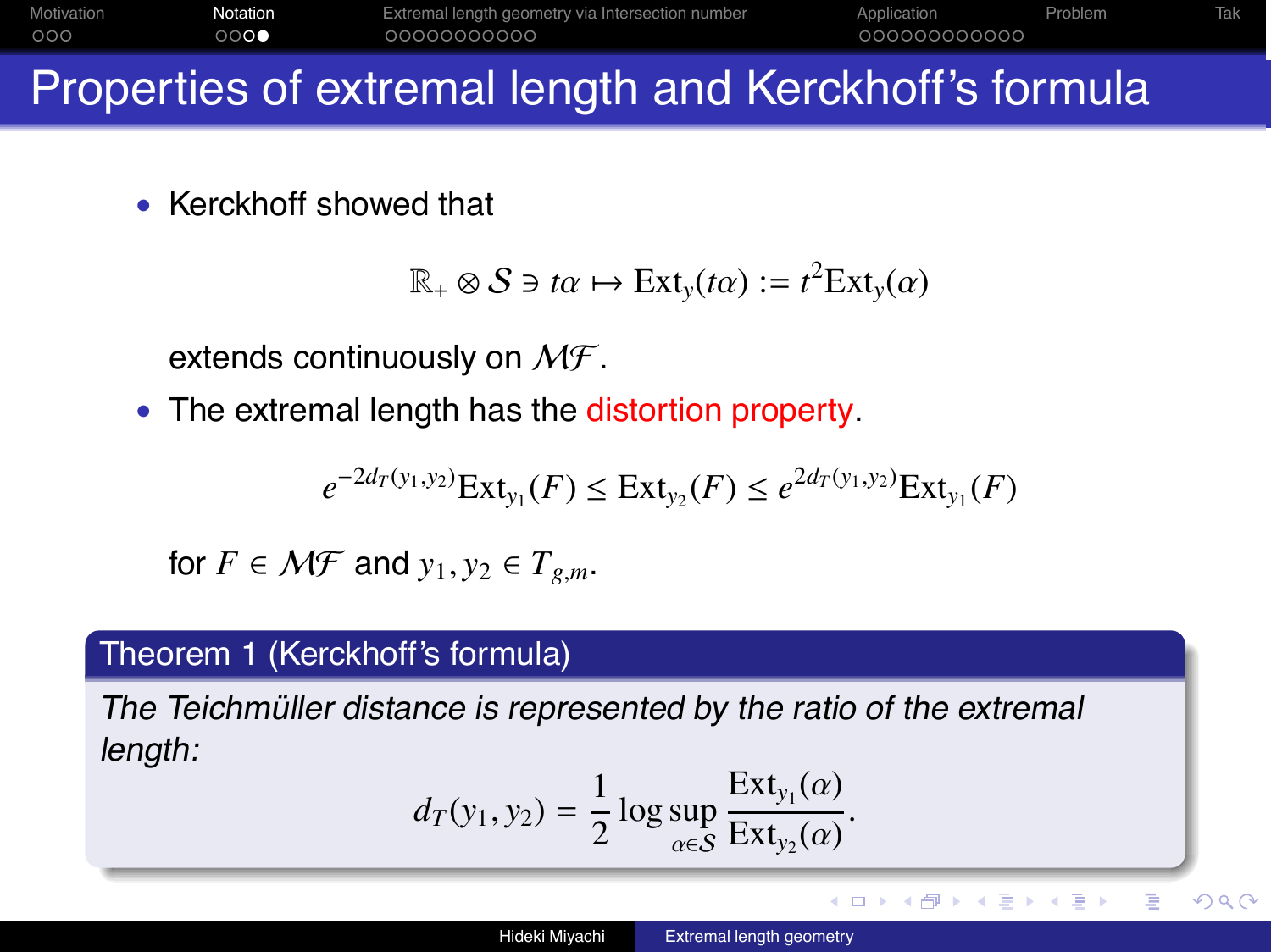# Properties of extremal length and Kerckhoff's formula

- Kerckhoff showed that

$$\mathbb{R}_+ \otimes \mathcal{S} \ni t\alpha \mapsto \mathrm{Ext}_y(t\alpha) := t^2 \mathrm{Ext}_y(\alpha)$$

  extends continuously on $\mathcal{MF}$.

- The extremal length has the distortion property.

$$e^{-2d_T(y_1,y_2)} \mathrm{Ext}_{y_1}(F) \leq \mathrm{Ext}_{y_2}(F) \leq e^{2d_T(y_1,y_2)} \mathrm{Ext}_{y_1}(F)$$

  for $F \in \mathcal{MF}$ and $y_1, y_2 \in T_{g,m}$.

**Theorem 1 (Kerckhoff's formula)**

*The Teichmüller distance is represented by the ratio of the extremal length:*

$$d_T(y_1, y_2) = \frac{1}{2} \log \sup_{\alpha \in \mathcal{S}} \frac{\mathrm{Ext}_{y_1}(\alpha)}{\mathrm{Ext}_{y_2}(\alpha)}.$$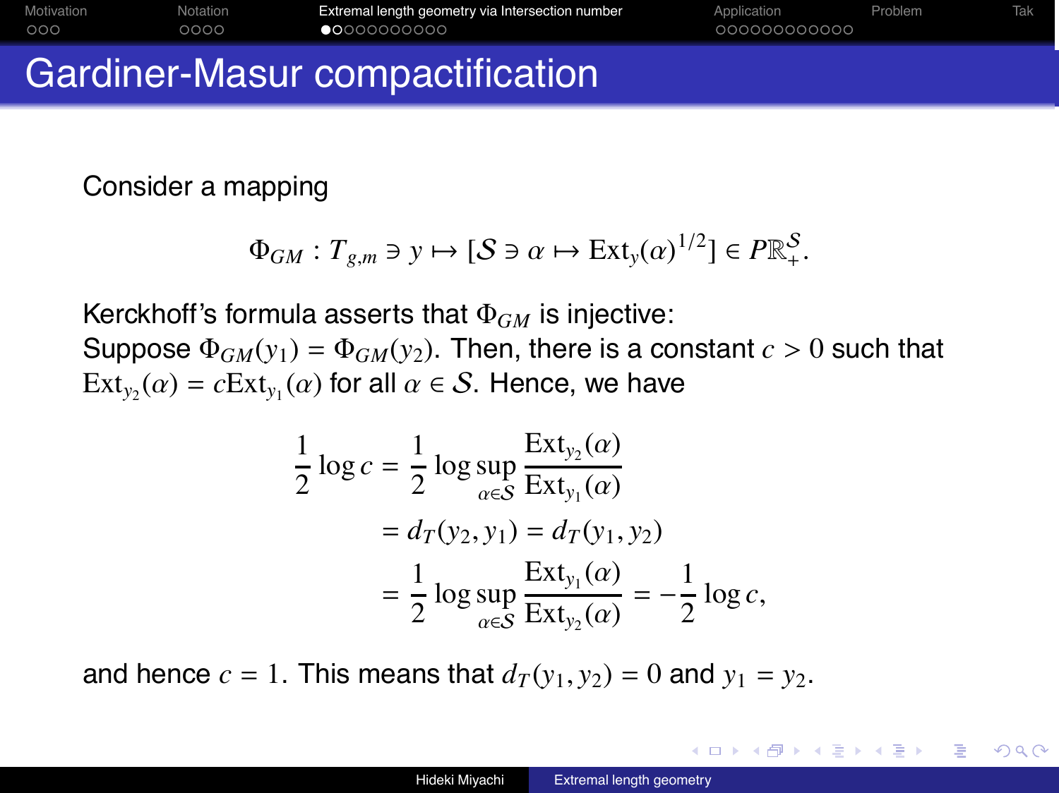# Gardiner-Masur compactification

Consider a mapping

$$\Phi_{GM} : T_{g,m} \ni y \mapsto [\mathcal{S} \ni \alpha \mapsto \mathrm{Ext}_y(\alpha)^{1/2}] \in P\mathbb{R}_+^{\mathcal{S}}.$$

Kerckhoff's formula asserts that $\Phi_{GM}$ is injective:
Suppose $\Phi_{GM}(y_1) = \Phi_{GM}(y_2)$. Then, there is a constant $c > 0$ such that $\mathrm{Ext}_{y_2}(\alpha) = c\mathrm{Ext}_{y_1}(\alpha)$ for all $\alpha \in \mathcal{S}$. Hence, we have

$$\begin{aligned}
\frac{1}{2}\log c &= \frac{1}{2}\log\sup_{\alpha\in\mathcal{S}}\frac{\mathrm{Ext}_{y_2}(\alpha)}{\mathrm{Ext}_{y_1}(\alpha)} \\
&= d_T(y_2, y_1) = d_T(y_1, y_2) \\
&= \frac{1}{2}\log\sup_{\alpha\in\mathcal{S}}\frac{\mathrm{Ext}_{y_1}(\alpha)}{\mathrm{Ext}_{y_2}(\alpha)} = -\frac{1}{2}\log c,
\end{aligned}$$

and hence $c = 1$. This means that $d_T(y_1, y_2) = 0$ and $y_1 = y_2$.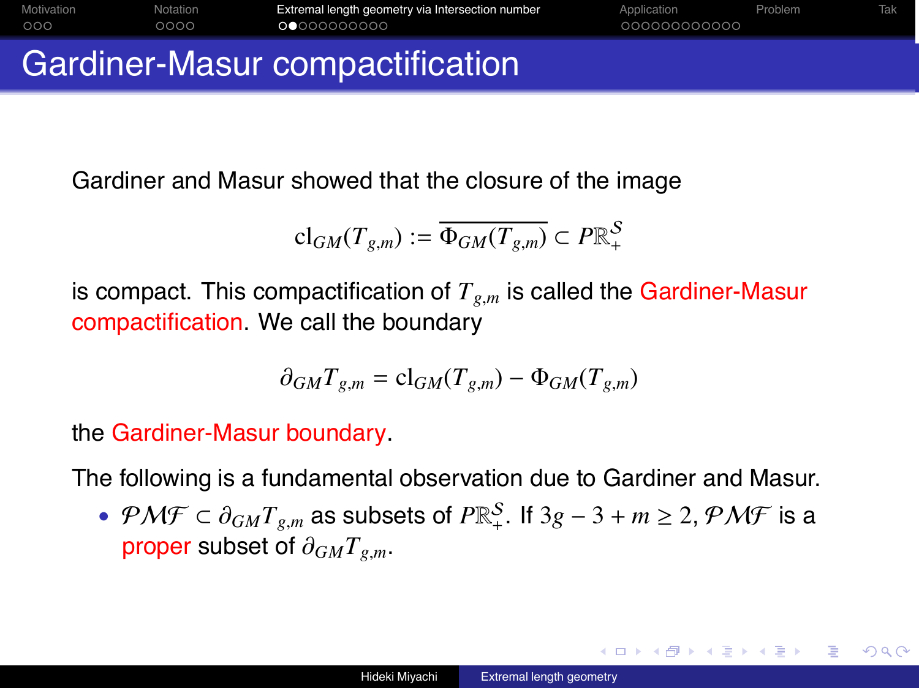# Gardiner-Masur compactification

Gardiner and Masur showed that the closure of the image

$$\mathrm{cl}_{GM}(T_{g,m}) := \overline{\Phi_{GM}(T_{g,m})} \subset P\mathbb{R}_+^{\mathcal{S}}$$

is compact. This compactification of $T_{g,m}$ is called the Gardiner-Masur compactification. We call the boundary

$$\partial_{GM} T_{g,m} = \mathrm{cl}_{GM}(T_{g,m}) - \Phi_{GM}(T_{g,m})$$

the Gardiner-Masur boundary.

The following is a fundamental observation due to Gardiner and Masur.

- $\mathcal{PMF} \subset \partial_{GM} T_{g,m}$ as subsets of $P\mathbb{R}_+^{\mathcal{S}}$. If $3g-3+m \geq 2$, $\mathcal{PMF}$ is a proper subset of $\partial_{GM} T_{g,m}$.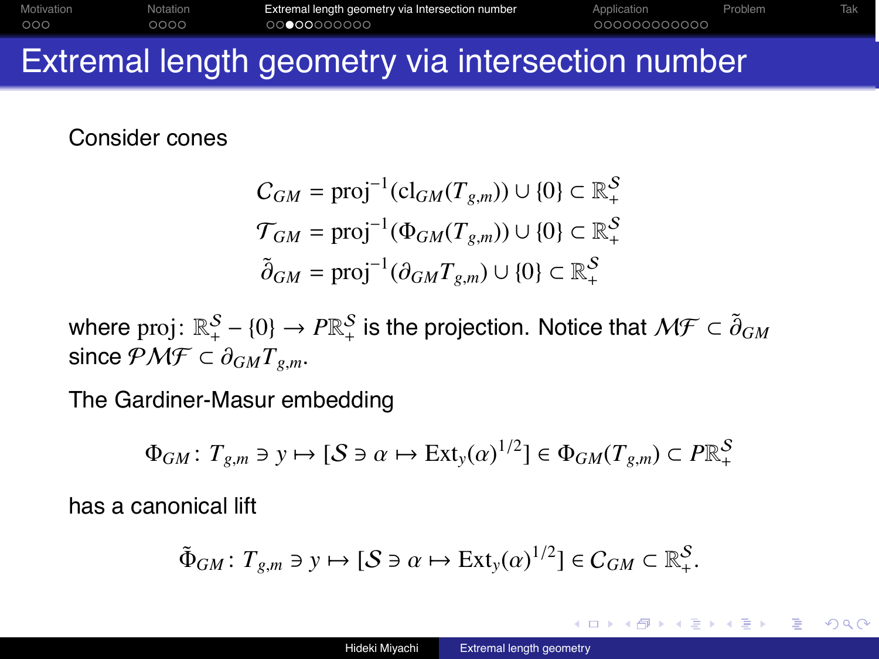# Extremal length geometry via intersection number

Consider cones

$$
\begin{aligned}
\mathcal{C}_{GM} &= \mathrm{proj}^{-1}(\mathrm{cl}_{GM}(T_{g,m})) \cup \{0\} \subset \mathbb{R}_+^{\mathcal{S}} \\
\mathcal{T}_{GM} &= \mathrm{proj}^{-1}(\Phi_{GM}(T_{g,m})) \cup \{0\} \subset \mathbb{R}_+^{\mathcal{S}} \\
\tilde{\partial}_{GM} &= \mathrm{proj}^{-1}(\partial_{GM} T_{g,m}) \cup \{0\} \subset \mathbb{R}_+^{\mathcal{S}}
\end{aligned}
$$

where $\mathrm{proj}\colon \mathbb{R}_+^{\mathcal{S}} - \{0\} \to P\mathbb{R}_+^{\mathcal{S}}$ is the projection. Notice that $\mathcal{MF} \subset \tilde{\partial}_{GM}$ since $\mathcal{PMF} \subset \partial_{GM} T_{g,m}$.

The Gardiner-Masur embedding

$$
\Phi_{GM}\colon T_{g,m} \ni y \mapsto [\mathcal{S} \ni \alpha \mapsto \mathrm{Ext}_y(\alpha)^{1/2}] \in \Phi_{GM}(T_{g,m}) \subset P\mathbb{R}_+^{\mathcal{S}}
$$

has a canonical lift

$$
\tilde{\Phi}_{GM}\colon T_{g,m} \ni y \mapsto [\mathcal{S} \ni \alpha \mapsto \mathrm{Ext}_y(\alpha)^{1/2}] \in \mathcal{C}_{GM} \subset \mathbb{R}_+^{\mathcal{S}}.
$$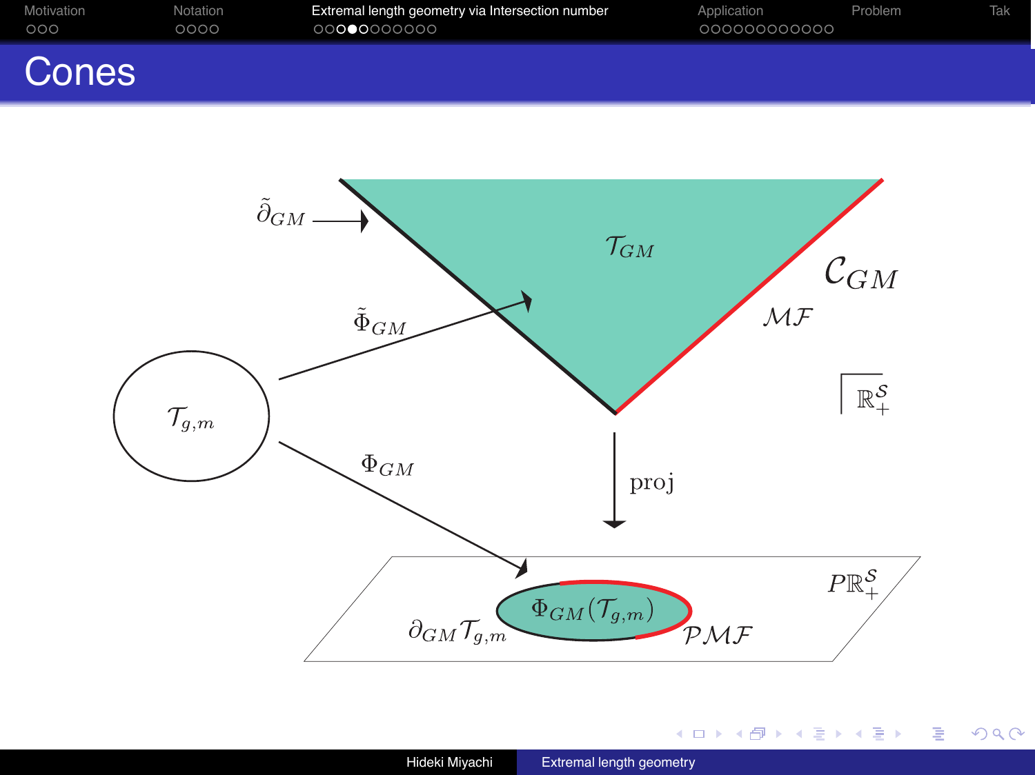# Cones

$\tilde{\partial}_{GM}$

$\mathcal{T}_{GM}$

$\mathcal{C}_{GM}$

$\tilde{\Phi}_{GM}$

$\mathcal{MF}$

$\mathbb{R}_+^{\mathcal{S}}$

$\mathcal{T}_{g,m}$

$\Phi_{GM}$

proj

$P\mathbb{R}_+^{\mathcal{S}}$

$\Phi_{GM}(\mathcal{T}_{g,m})$

$\partial_{GM}\mathcal{T}_{g,m}$

$\mathcal{PMF}$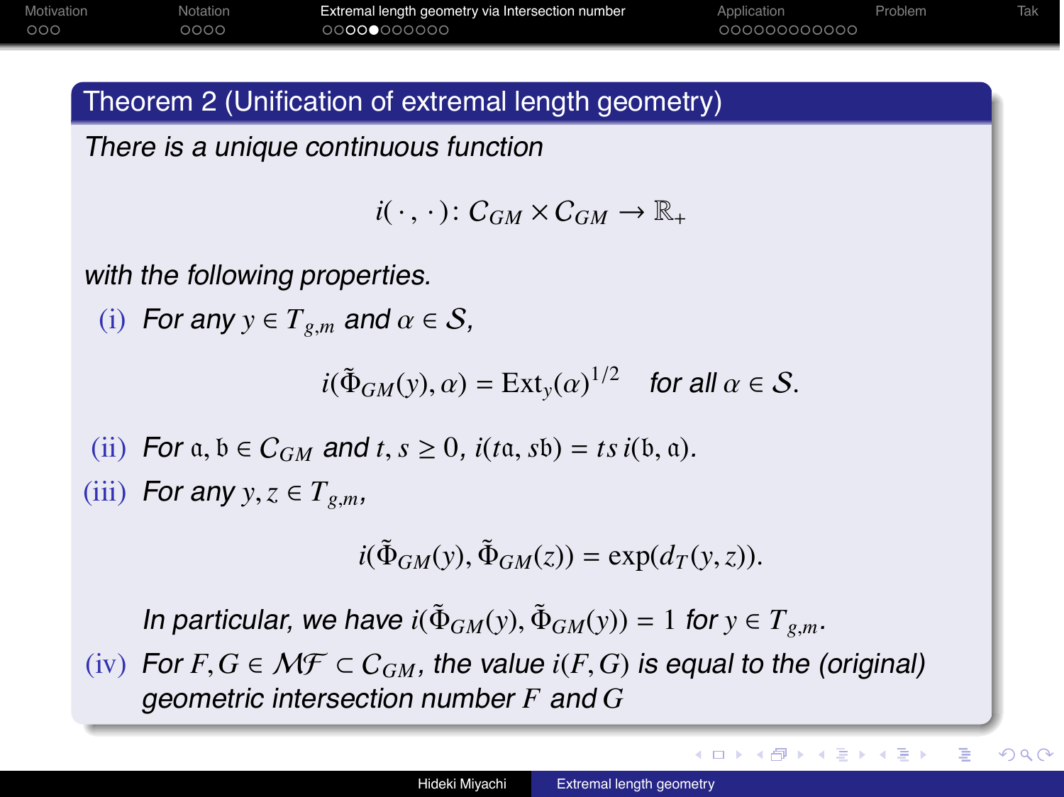## Theorem 2 (Unification of extremal length geometry)

*There is a unique continuous function*

$$i(\cdot\,,\,\cdot)\colon \mathcal{C}_{GM} \times \mathcal{C}_{GM} \to \mathbb{R}_+$$

*with the following properties.*

(i) *For any* $y \in T_{g,m}$ *and* $\alpha \in \mathcal{S}$,

$$i(\tilde{\Phi}_{GM}(y), \alpha) = \mathrm{Ext}_y(\alpha)^{1/2} \quad \textit{for all } \alpha \in \mathcal{S}.$$

(ii) *For* $\mathfrak{a}, \mathfrak{b} \in \mathcal{C}_{GM}$ *and* $t, s \geq 0$, $i(t\mathfrak{a}, s\mathfrak{b}) = ts\, i(\mathfrak{b}, \mathfrak{a})$.

(iii) *For any* $y, z \in T_{g,m}$,

$$i(\tilde{\Phi}_{GM}(y), \tilde{\Phi}_{GM}(z)) = \exp(d_T(y, z)).$$

*In particular, we have* $i(\tilde{\Phi}_{GM}(y), \tilde{\Phi}_{GM}(y)) = 1$ *for* $y \in T_{g,m}$.

(iv) *For* $F, G \in \mathcal{MF} \subset \mathcal{C}_{GM}$, *the value* $i(F, G)$ *is equal to the (original) geometric intersection number* $F$ *and* $G$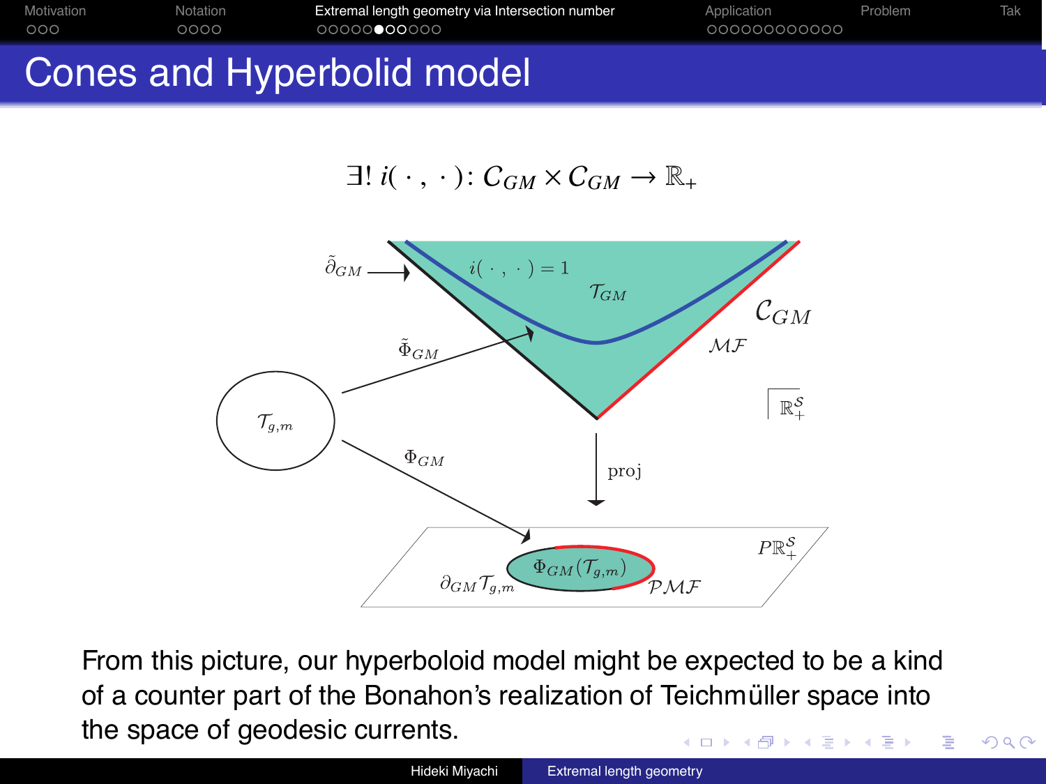# Cones and Hyperbolid model

$$\exists!\ i(\,\cdot\,,\,\cdot\,)\colon \mathcal{C}_{GM} \times \mathcal{C}_{GM} \to \mathbb{R}_+$$

From this picture, our hyperboloid model might be expected to be a kind of a counter part of the Bonahon's realization of Teichmüller space into the space of geodesic currents.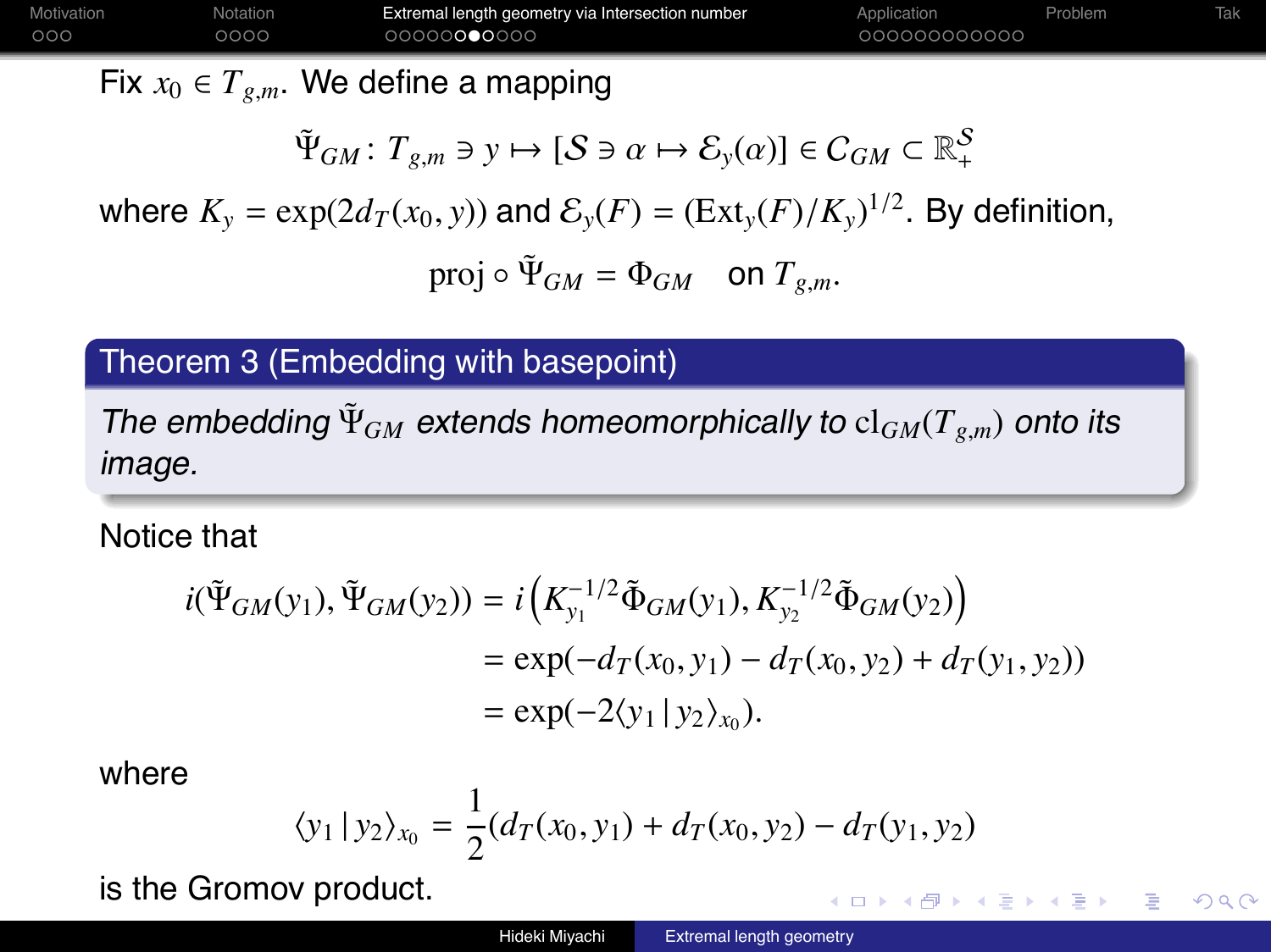Fix $x_0 \in T_{g,m}$. We define a mapping

$$\tilde{\Psi}_{GM} \colon T_{g,m} \ni y \mapsto [\mathcal{S} \ni \alpha \mapsto \mathcal{E}_y(\alpha)] \in C_{GM} \subset \mathbb{R}_+^{\mathcal{S}}$$

where $K_y = \exp(2d_T(x_0, y))$ and $\mathcal{E}_y(F) = (\mathrm{Ext}_y(F)/K_y)^{1/2}$. By definition,

$$\mathrm{proj} \circ \tilde{\Psi}_{GM} = \Phi_{GM} \quad \text{on } T_{g,m}.$$

**Theorem 3 (Embedding with basepoint)**

*The embedding $\tilde{\Psi}_{GM}$ extends homeomorphically to $\mathrm{cl}_{GM}(T_{g,m})$ onto its image.*

Notice that

$$\begin{aligned} i(\tilde{\Psi}_{GM}(y_1), \tilde{\Psi}_{GM}(y_2)) &= i\left(K_{y_1}^{-1/2}\tilde{\Phi}_{GM}(y_1), K_{y_2}^{-1/2}\tilde{\Phi}_{GM}(y_2)\right) \\ &= \exp(-d_T(x_0, y_1) - d_T(x_0, y_2) + d_T(y_1, y_2)) \\ &= \exp(-2\langle y_1 \,|\, y_2 \rangle_{x_0}). \end{aligned}$$

where

$$\langle y_1 \,|\, y_2 \rangle_{x_0} = \frac{1}{2}(d_T(x_0, y_1) + d_T(x_0, y_2) - d_T(y_1, y_2))$$

is the Gromov product.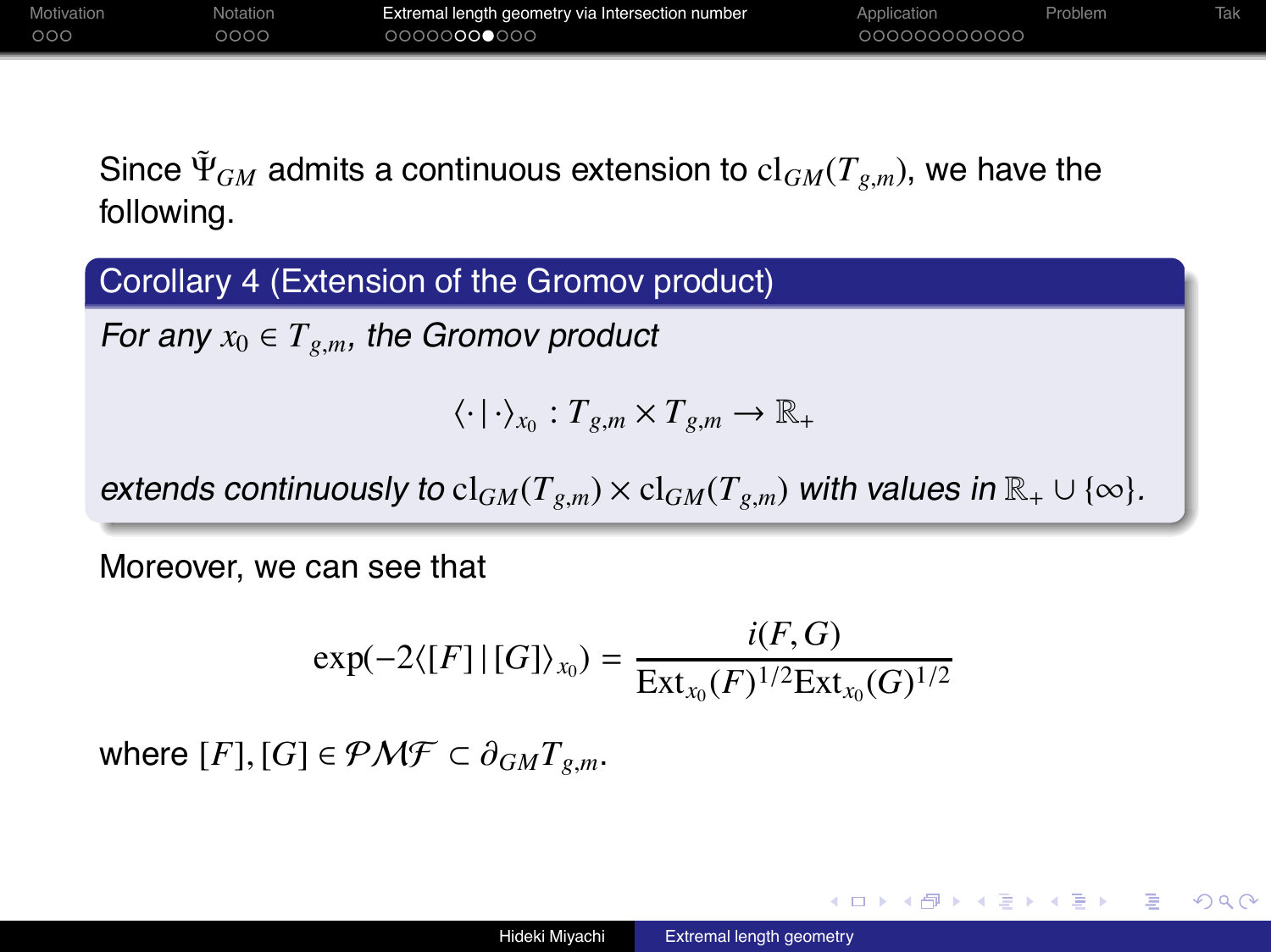Since $\tilde{\Psi}_{GM}$ admits a continuous extension to $\mathrm{cl}_{GM}(T_{g,m})$, we have the following.

**Corollary 4 (Extension of the Gromov product)**

*For any $x_0 \in T_{g,m}$, the Gromov product*

$$\langle \cdot \mid \cdot \rangle_{x_0} : T_{g,m} \times T_{g,m} \to \mathbb{R}_+$$

*extends continuously to $\mathrm{cl}_{GM}(T_{g,m}) \times \mathrm{cl}_{GM}(T_{g,m})$ with values in $\mathbb{R}_+ \cup \{\infty\}$.*

Moreover, we can see that

$$\exp(-2\langle [F] \mid [G] \rangle_{x_0}) = \frac{i(F,G)}{\mathrm{Ext}_{x_0}(F)^{1/2}\mathrm{Ext}_{x_0}(G)^{1/2}}$$

where $[F], [G] \in \mathcal{PMF} \subset \partial_{GM} T_{g,m}$.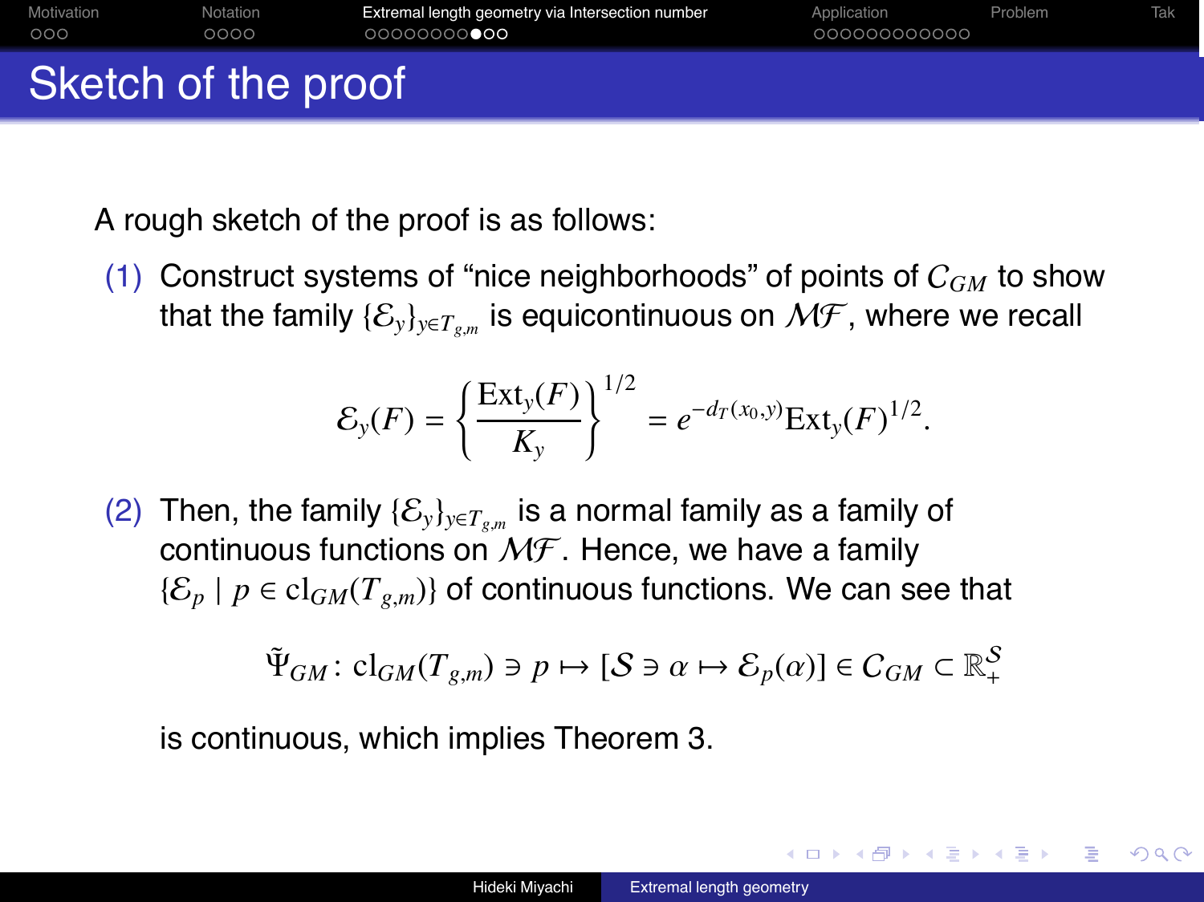# Sketch of the proof

A rough sketch of the proof is as follows:

(1) Construct systems of "nice neighborhoods" of points of $C_{GM}$ to show that the family $\{\mathcal{E}_y\}_{y\in T_{g,m}}$ is equicontinuous on $\mathcal{MF}$, where we recall

$$\mathcal{E}_y(F) = \left\{\frac{\mathrm{Ext}_y(F)}{K_y}\right\}^{1/2} = e^{-d_T(x_0,y)}\mathrm{Ext}_y(F)^{1/2}.$$

(2) Then, the family $\{\mathcal{E}_y\}_{y\in T_{g,m}}$ is a normal family as a family of continuous functions on $\mathcal{MF}$. Hence, we have a family $\{\mathcal{E}_p \mid p \in \mathrm{cl}_{GM}(T_{g,m})\}$ of continuous functions. We can see that

$$\tilde{\Psi}_{GM} \colon \mathrm{cl}_{GM}(T_{g,m}) \ni p \mapsto [\mathcal{S} \ni \alpha \mapsto \mathcal{E}_p(\alpha)] \in C_{GM} \subset \mathbb{R}_+^{\mathcal{S}}$$

is continuous, which implies Theorem 3.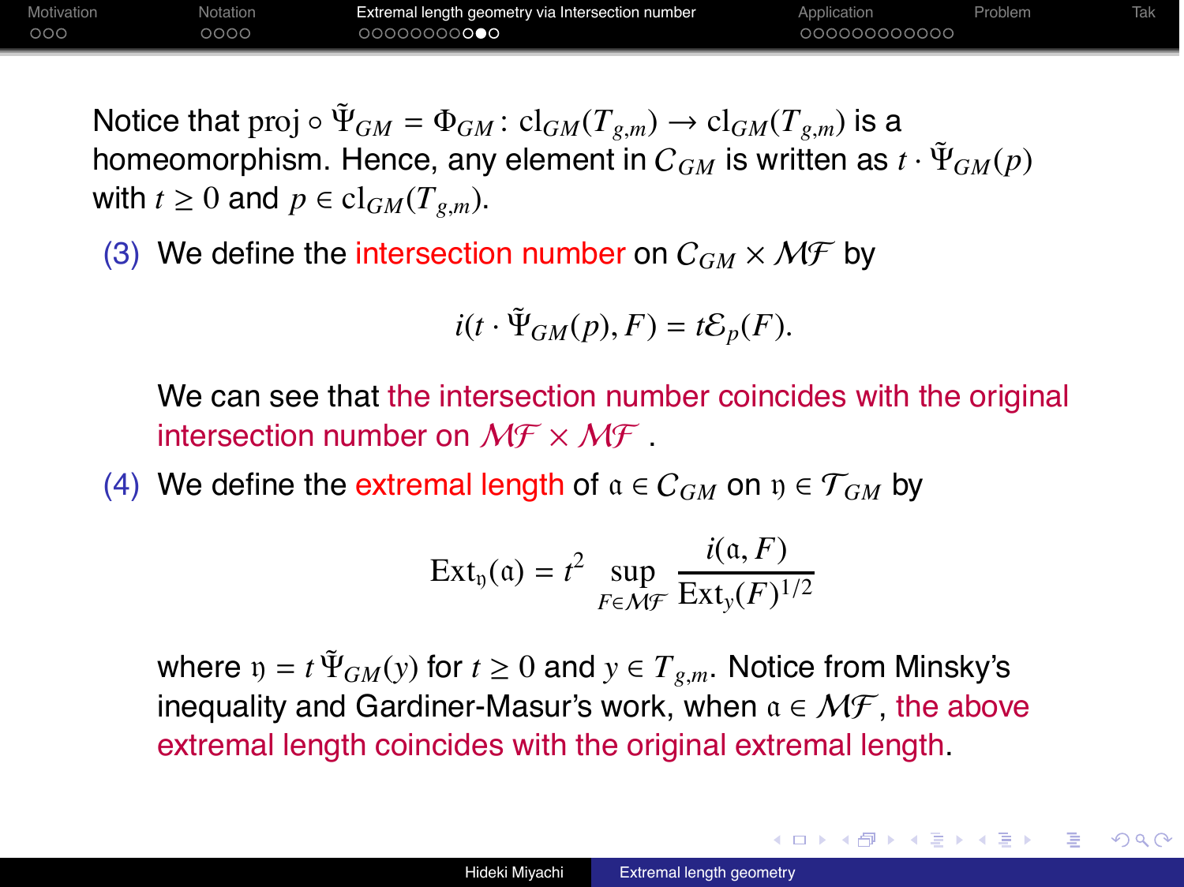Notice that $\mathrm{proj} \circ \tilde{\Psi}_{GM} = \Phi_{GM} \colon \mathrm{cl}_{GM}(T_{g,m}) \to \mathrm{cl}_{GM}(T_{g,m})$ is a homeomorphism. Hence, any element in $\mathcal{C}_{GM}$ is written as $t \cdot \tilde{\Psi}_{GM}(p)$ with $t \geq 0$ and $p \in \mathrm{cl}_{GM}(T_{g,m})$.

(3) We define the intersection number on $\mathcal{C}_{GM} \times \mathcal{MF}$ by

$$i(t \cdot \tilde{\Psi}_{GM}(p), F) = t\mathcal{E}_p(F).$$

We can see that the intersection number coincides with the original intersection number on $\mathcal{MF} \times \mathcal{MF}$ .

(4) We define the extremal length of $\mathfrak{a} \in \mathcal{C}_{GM}$ on $\mathfrak{y} \in \mathcal{T}_{GM}$ by

$$\mathrm{Ext}_{\mathfrak{y}}(\mathfrak{a}) = t^2 \sup_{F \in \mathcal{MF}} \frac{i(\mathfrak{a}, F)}{\mathrm{Ext}_y(F)^{1/2}}$$

where $\mathfrak{y} = t\,\tilde{\Psi}_{GM}(y)$ for $t \geq 0$ and $y \in T_{g,m}$. Notice from Minsky's inequality and Gardiner-Masur's work, when $\mathfrak{a} \in \mathcal{MF}$, the above extremal length coincides with the original extremal length.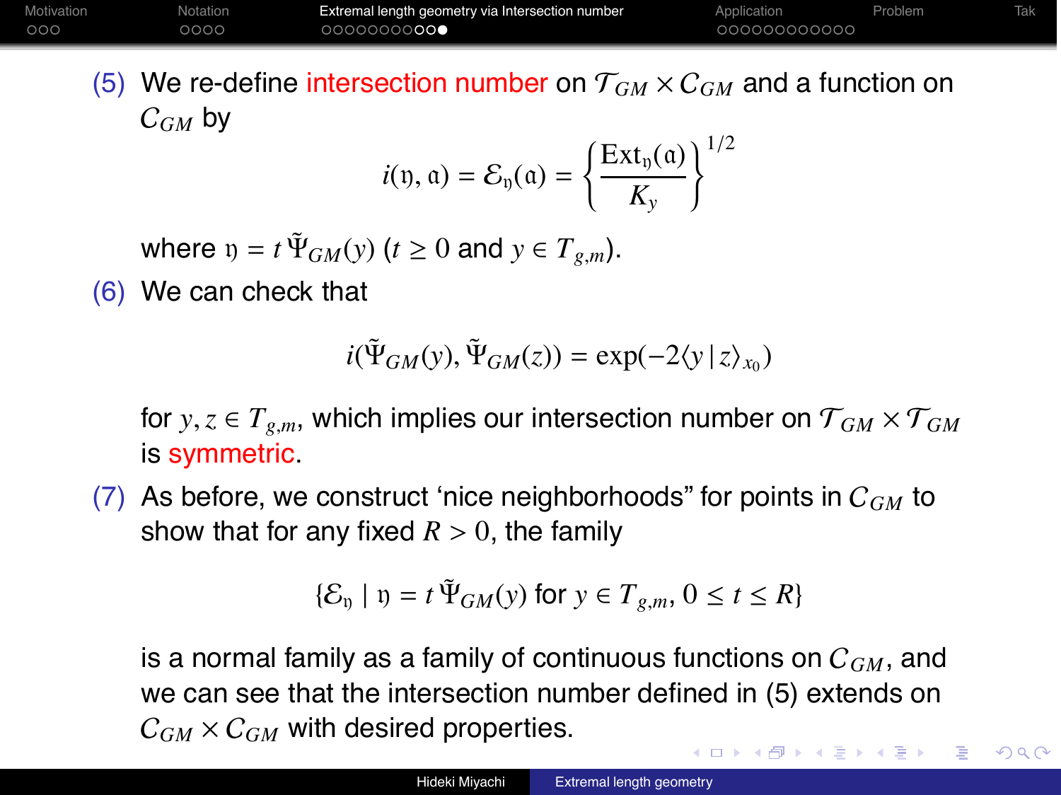(5) We re-define intersection number on $\mathcal{T}_{GM} \times C_{GM}$ and a function on $C_{GM}$ by

$$i(\mathfrak{y}, \mathfrak{a}) = \mathcal{E}_{\mathfrak{y}}(\mathfrak{a}) = \left\{ \frac{\mathrm{Ext}_y(\mathfrak{a})}{K_y} \right\}^{1/2}$$

where $\mathfrak{y} = t\,\tilde{\Psi}_{GM}(y)$ ($t \geq 0$ and $y \in T_{g,m}$).

(6) We can check that

$$i(\tilde{\Psi}_{GM}(y), \tilde{\Psi}_{GM}(z)) = \exp(-2\langle y \,|\, z\rangle_{x_0})$$

for $y, z \in T_{g,m}$, which implies our intersection number on $\mathcal{T}_{GM} \times \mathcal{T}_{GM}$ is symmetric.

(7) As before, we construct 'nice neighborhoods" for points in $C_{GM}$ to show that for any fixed $R > 0$, the family

$$\{\mathcal{E}_{\mathfrak{y}} \mid \mathfrak{y} = t\,\tilde{\Psi}_{GM}(y) \text{ for } y \in T_{g,m},\ 0 \leq t \leq R\}$$

is a normal family as a family of continuous functions on $C_{GM}$, and we can see that the intersection number defined in (5) extends on $C_{GM} \times C_{GM}$ with desired properties.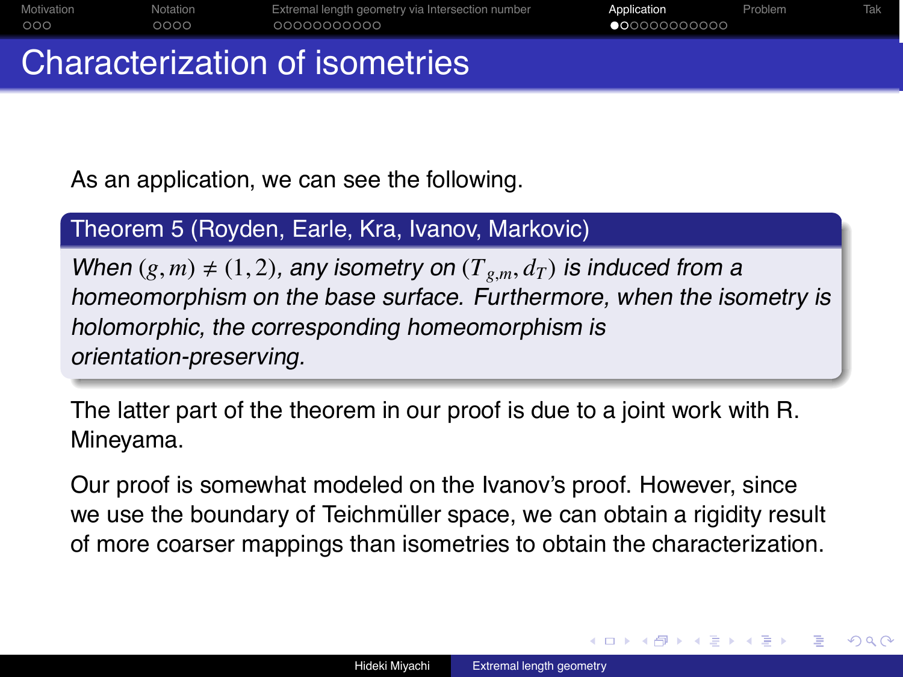# Characterization of isometries

As an application, we can see the following.

**Theorem 5 (Royden, Earle, Kra, Ivanov, Markovic)**

*When $(g,m) \neq (1,2)$, any isometry on $(T_{g,m}, d_T)$ is induced from a homeomorphism on the base surface. Furthermore, when the isometry is holomorphic, the corresponding homeomorphism is orientation-preserving.*

The latter part of the theorem in our proof is due to a joint work with R. Mineyama.

Our proof is somewhat modeled on the Ivanov's proof. However, since we use the boundary of Teichmüller space, we can obtain a rigidity result of more coarser mappings than isometries to obtain the characterization.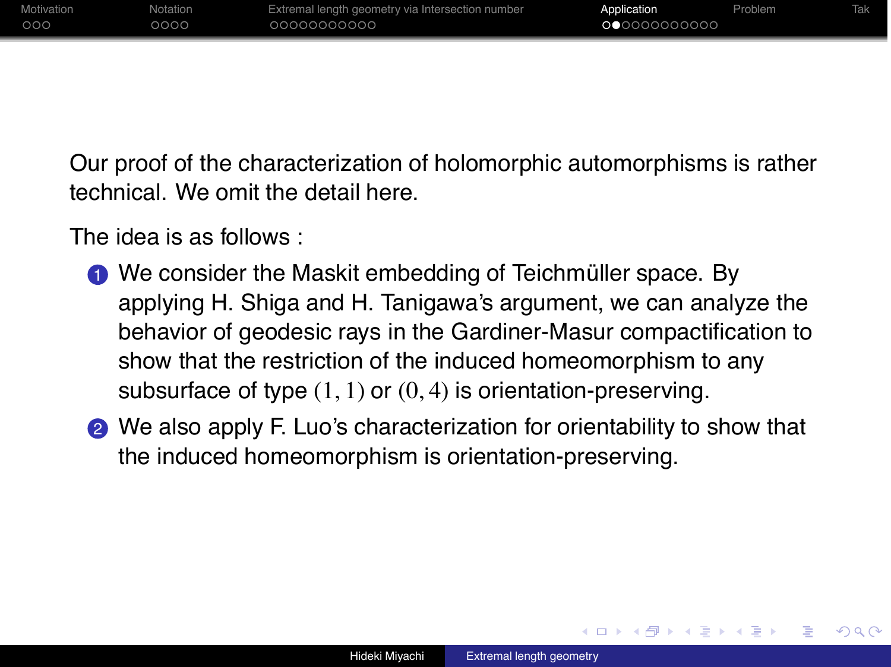Our proof of the characterization of holomorphic automorphisms is rather technical. We omit the detail here.

The idea is as follows :

1. We consider the Maskit embedding of Teichmüller space. By applying H. Shiga and H. Tanigawa's argument, we can analyze the behavior of geodesic rays in the Gardiner-Masur compactification to show that the restriction of the induced homeomorphism to any subsurface of type $(1,1)$ or $(0,4)$ is orientation-preserving.
2. We also apply F. Luo's characterization for orientability to show that the induced homeomorphism is orientation-preserving.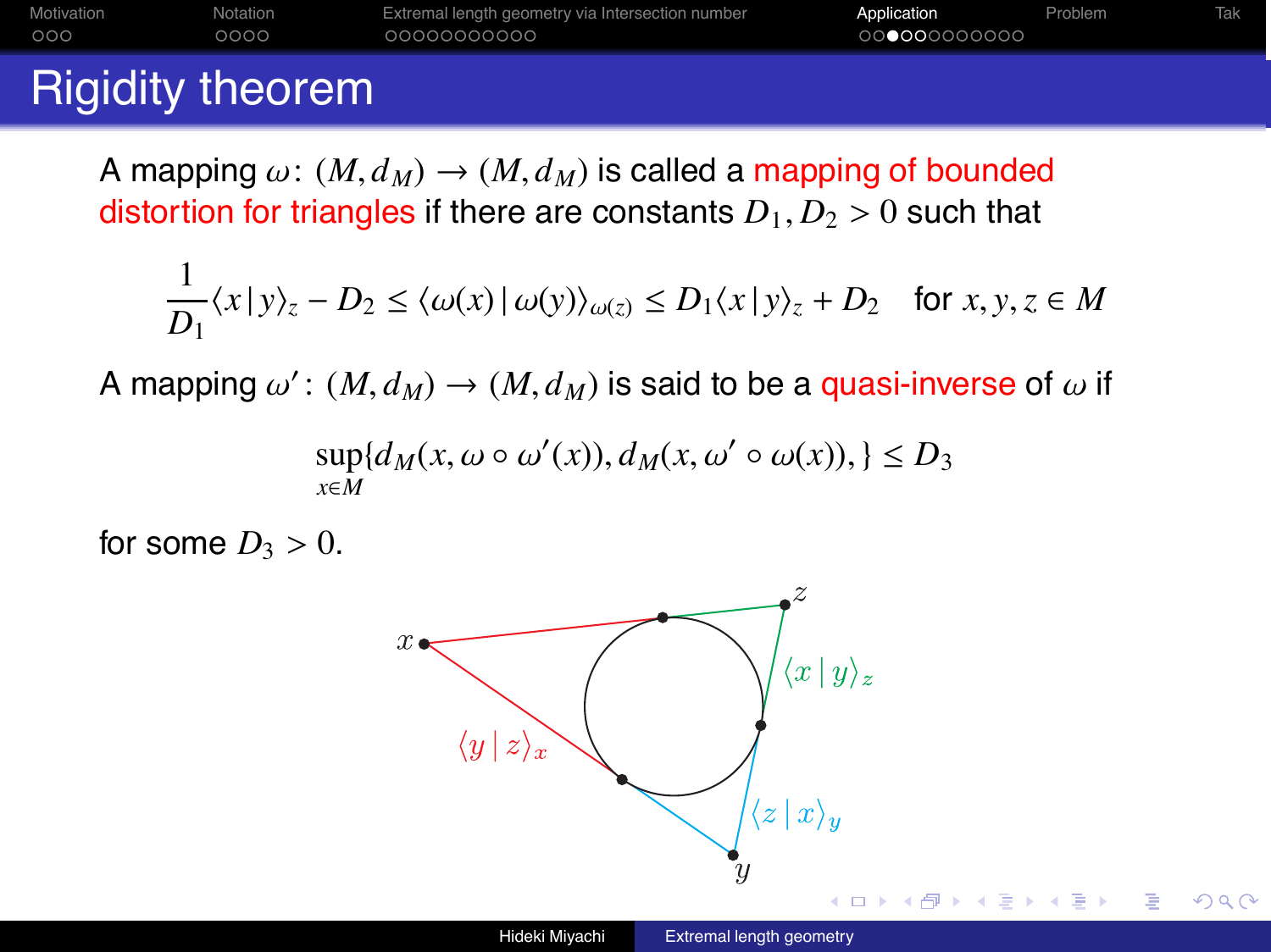# Rigidity theorem

A mapping $\omega\colon (M, d_M) \to (M, d_M)$ is called a mapping of bounded distortion for triangles if there are constants $D_1, D_2 > 0$ such that

$$\frac{1}{D_1}\langle x \,|\, y\rangle_z - D_2 \leq \langle \omega(x) \,|\, \omega(y)\rangle_{\omega(z)} \leq D_1 \langle x \,|\, y\rangle_z + D_2 \quad \text{for } x, y, z \in M$$

A mapping $\omega'\colon (M, d_M) \to (M, d_M)$ is said to be a quasi-inverse of $\omega$ if

$$\sup_{x \in M}\{d_M(x, \omega \circ \omega'(x)), d_M(x, \omega' \circ \omega(x)),\} \leq D_3$$

for some $D_3 > 0$.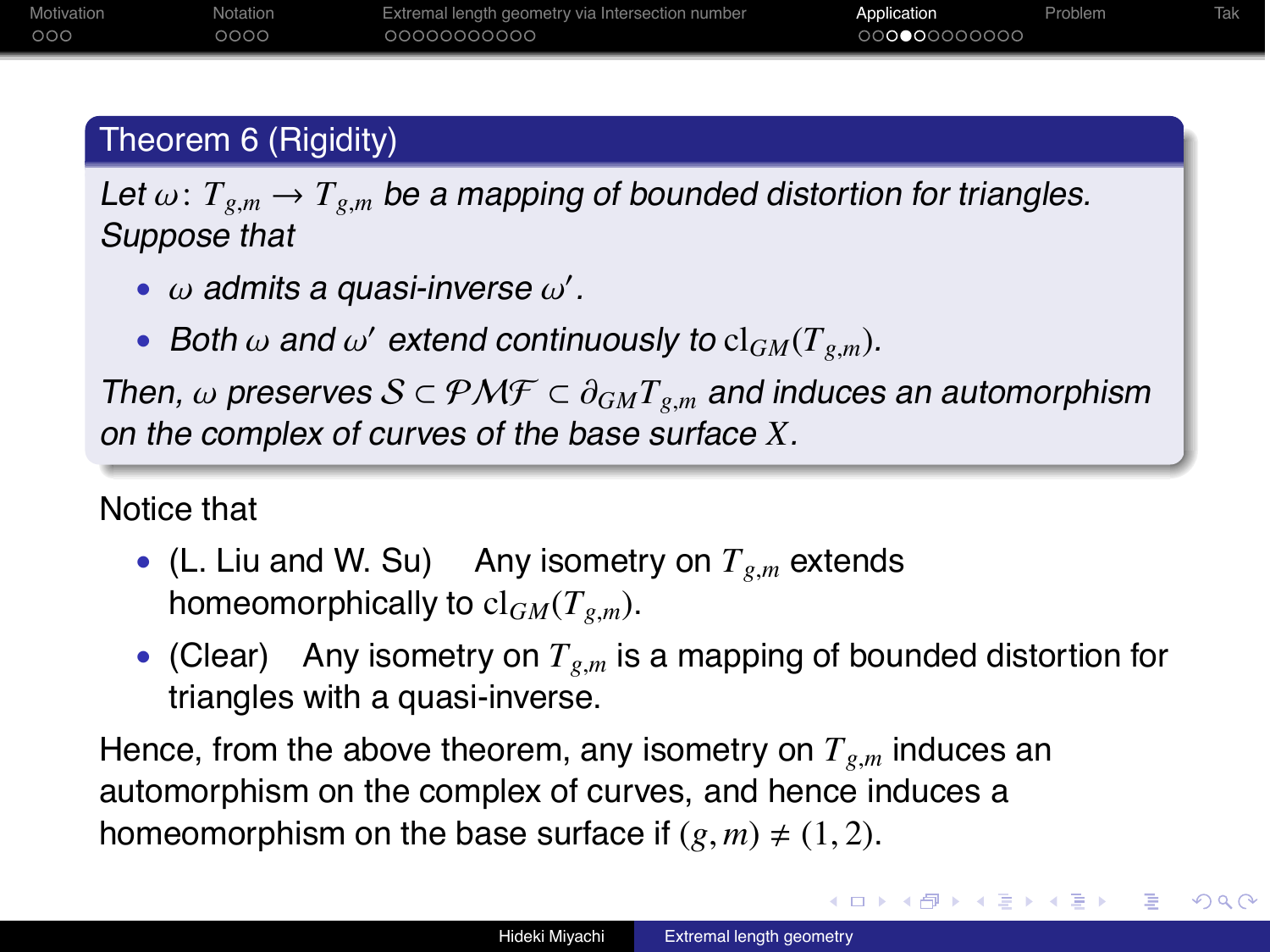**Theorem 6 (Rigidity)**

*Let $\omega\colon T_{g,m} \to T_{g,m}$ be a mapping of bounded distortion for triangles. Suppose that*

- *$\omega$ admits a quasi-inverse $\omega'$.*
- *Both $\omega$ and $\omega'$ extend continuously to $\mathrm{cl}_{GM}(T_{g,m})$.*

*Then, $\omega$ preserves $\mathcal{S} \subset \mathcal{PMF} \subset \partial_{GM} T_{g,m}$ and induces an automorphism on the complex of curves of the base surface $X$.*

Notice that

- (L. Liu and W. Su) Any isometry on $T_{g,m}$ extends homeomorphically to $\mathrm{cl}_{GM}(T_{g,m})$.
- (Clear) Any isometry on $T_{g,m}$ is a mapping of bounded distortion for triangles with a quasi-inverse.

Hence, from the above theorem, any isometry on $T_{g,m}$ induces an automorphism on the complex of curves, and hence induces a homeomorphism on the base surface if $(g, m) \neq (1, 2)$.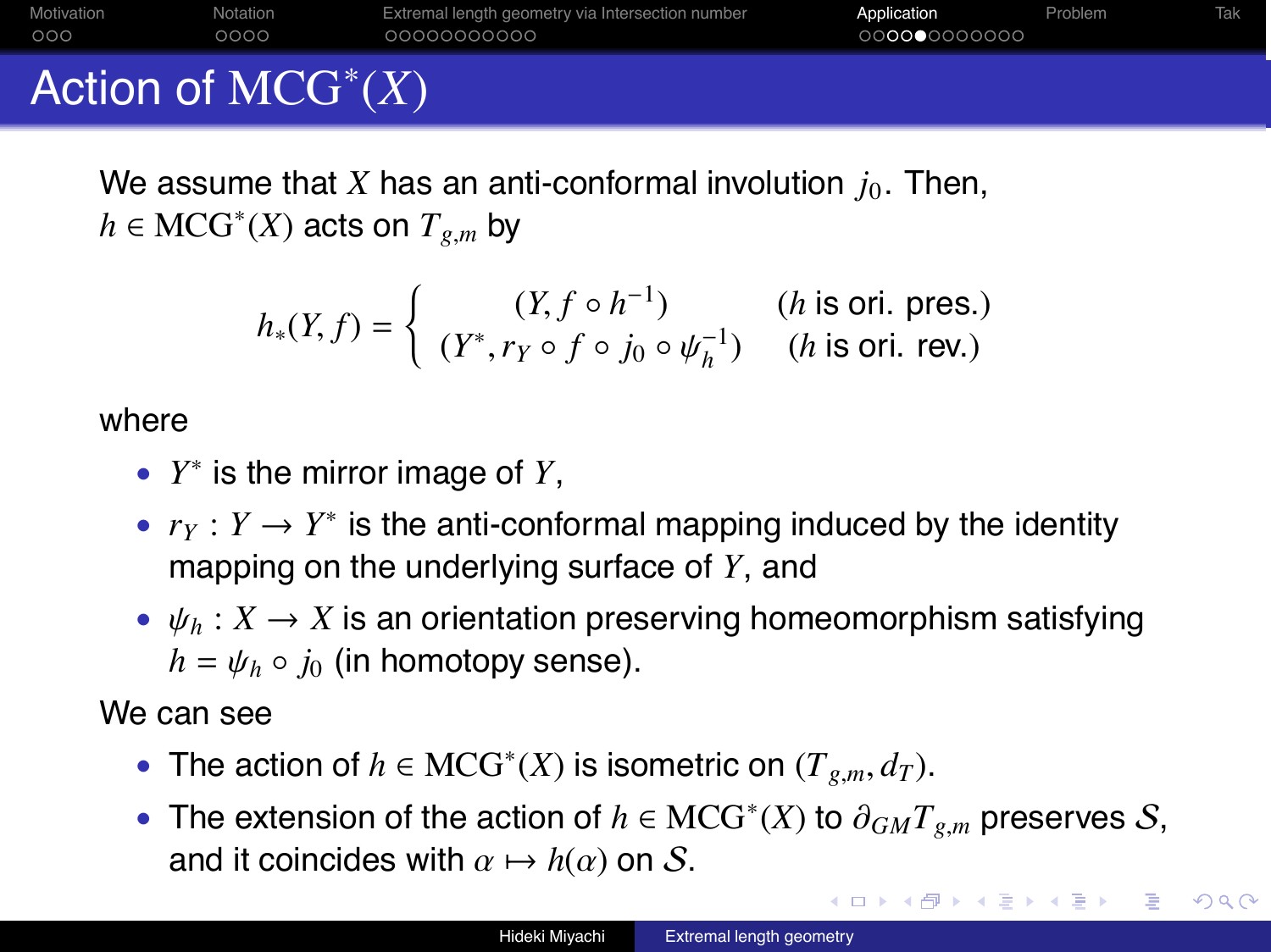# Action of $\mathrm{MCG}^*(X)$

We assume that $X$ has an anti-conformal involution $j_0$. Then, $h \in \mathrm{MCG}^*(X)$ acts on $T_{g,m}$ by

$$
h_*(Y, f) = \begin{cases} (Y, f \circ h^{-1}) & (h \text{ is ori. pres.}) \\ (Y^*, r_Y \circ f \circ j_0 \circ \psi_h^{-1}) & (h \text{ is ori. rev.}) \end{cases}
$$

where

- $Y^*$ is the mirror image of $Y$,
- $r_Y : Y \to Y^*$ is the anti-conformal mapping induced by the identity mapping on the underlying surface of $Y$, and
- $\psi_h : X \to X$ is an orientation preserving homeomorphism satisfying $h = \psi_h \circ j_0$ (in homotopy sense).

We can see

- The action of $h \in \mathrm{MCG}^*(X)$ is isometric on $(T_{g,m}, d_T)$.
- The extension of the action of $h \in \mathrm{MCG}^*(X)$ to $\partial_{GM} T_{g,m}$ preserves $\mathcal{S}$, and it coincides with $\alpha \mapsto h(\alpha)$ on $\mathcal{S}$.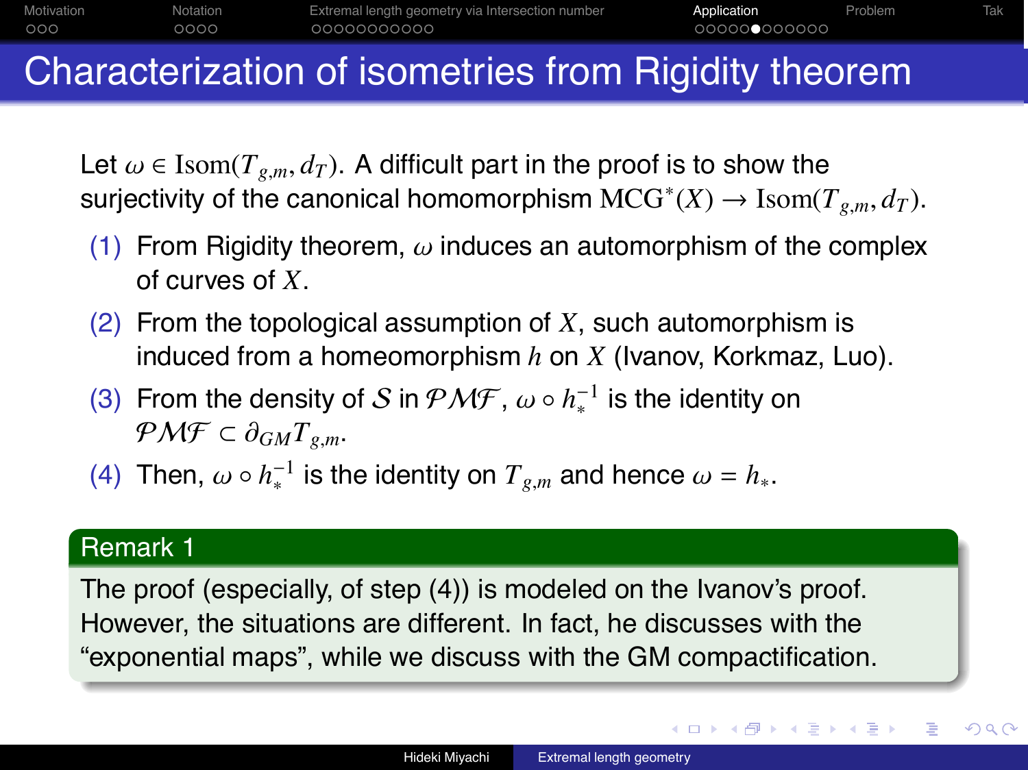# Characterization of isometries from Rigidity theorem

Let $\omega \in \mathrm{Isom}(T_{g,m}, d_T)$. A difficult part in the proof is to show the surjectivity of the canonical homomorphism $\mathrm{MCG}^*(X) \to \mathrm{Isom}(T_{g,m}, d_T)$.

1. From Rigidity theorem, $\omega$ induces an automorphism of the complex of curves of $X$.
2. From the topological assumption of $X$, such automorphism is induced from a homeomorphism $h$ on $X$ (Ivanov, Korkmaz, Luo).
3. From the density of $\mathcal{S}$ in $\mathcal{PMF}$, $\omega \circ h_*^{-1}$ is the identity on $\mathcal{PMF} \subset \partial_{GM} T_{g,m}$.
4. Then, $\omega \circ h_*^{-1}$ is the identity on $T_{g,m}$ and hence $\omega = h_*$.

**Remark 1**

The proof (especially, of step (4)) is modeled on the Ivanov's proof. However, the situations are different. In fact, he discusses with the "exponential maps", while we discuss with the GM compactification.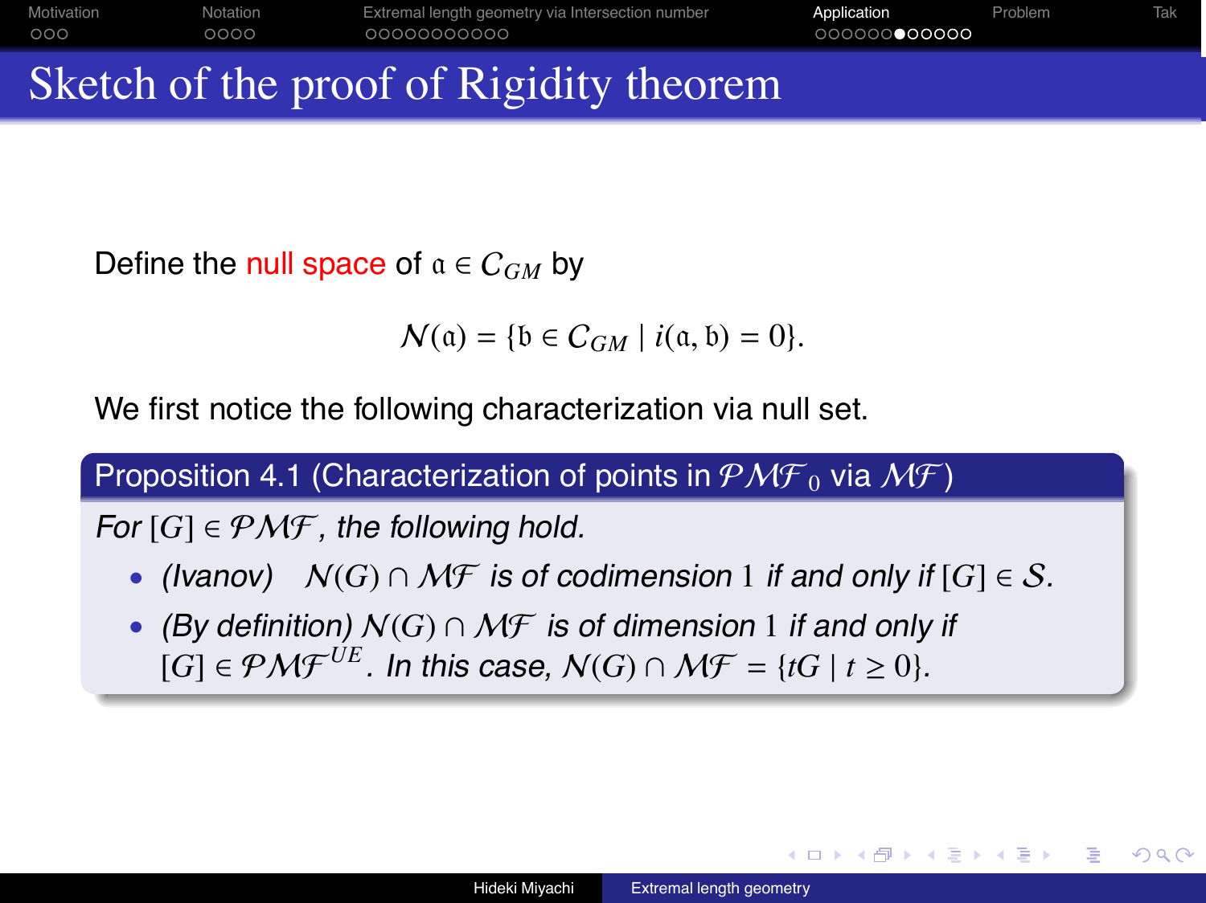# Sketch of the proof of Rigidity theorem

Define the null space of $\mathfrak{a} \in \mathcal{C}_{GM}$ by

$$\mathcal{N}(\mathfrak{a}) = \{\mathfrak{b} \in \mathcal{C}_{GM} \mid i(\mathfrak{a}, \mathfrak{b}) = 0\}.$$

We first notice the following characterization via null set.

**Proposition 4.1 (Characterization of points in $\mathcal{PMF}_0$ via $\mathcal{MF}$)**

*For $[G] \in \mathcal{PMF}$, the following hold.*

- *(Ivanov)* $\mathcal{N}(G) \cap \mathcal{MF}$ *is of codimension* $1$ *if and only if* $[G] \in \mathcal{S}$.
- *(By definition)* $\mathcal{N}(G) \cap \mathcal{MF}$ *is of dimension* $1$ *if and only if* $[G] \in \mathcal{PMF}^{UE}$. *In this case,* $\mathcal{N}(G) \cap \mathcal{MF} = \{tG \mid t \geq 0\}$.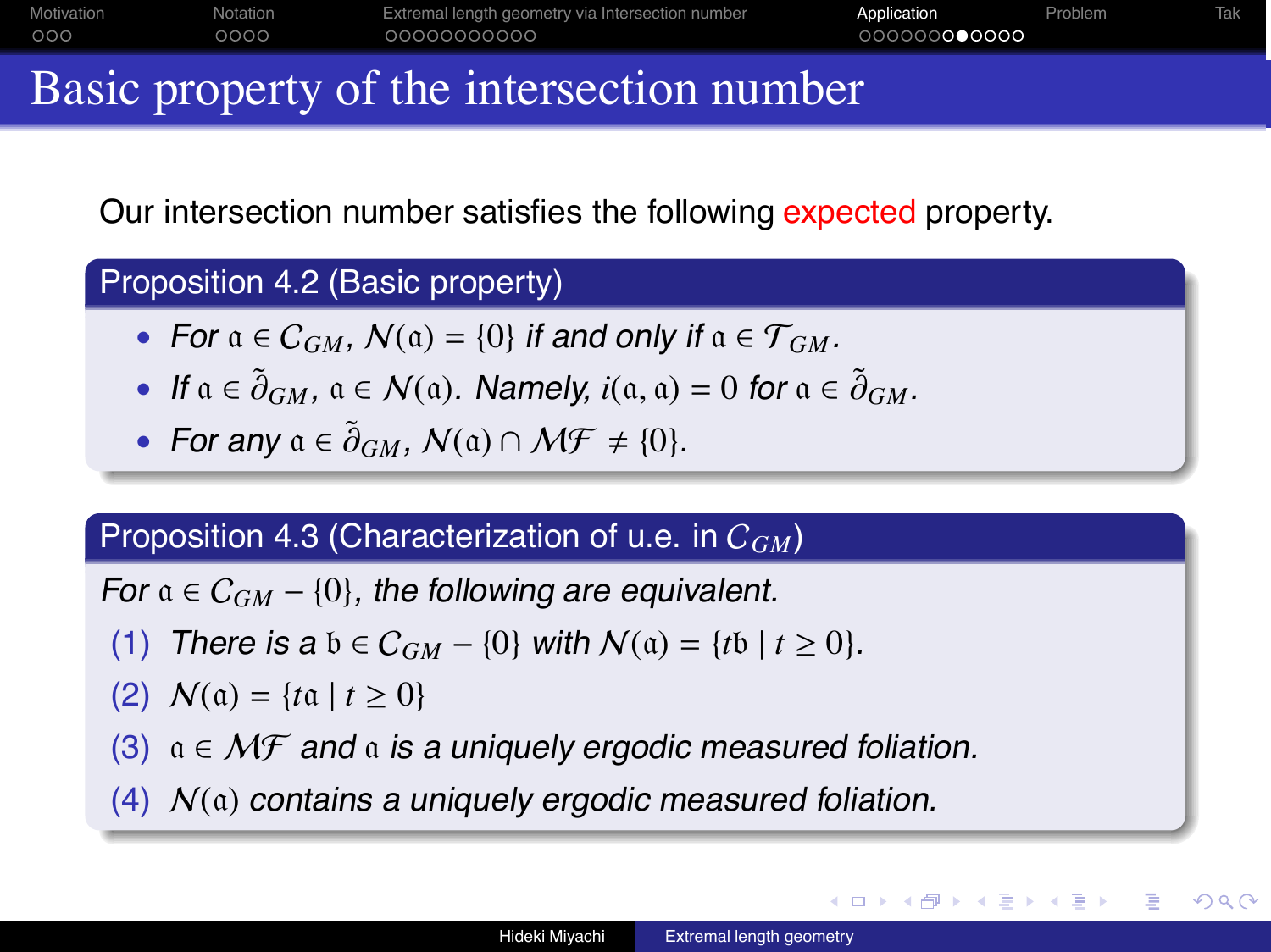# Basic property of the intersection number

Our intersection number satisfies the following expected property.

**Proposition 4.2 (Basic property)**

- *For* $\mathfrak{a} \in \mathcal{C}_{GM}$, $\mathcal{N}(\mathfrak{a}) = \{0\}$ *if and only if* $\mathfrak{a} \in \mathcal{T}_{GM}$.
- *If* $\mathfrak{a} \in \tilde{\partial}_{GM}$, $\mathfrak{a} \in \mathcal{N}(\mathfrak{a})$. *Namely,* $i(\mathfrak{a}, \mathfrak{a}) = 0$ *for* $\mathfrak{a} \in \tilde{\partial}_{GM}$.
- *For any* $\mathfrak{a} \in \tilde{\partial}_{GM}$, $\mathcal{N}(\mathfrak{a}) \cap \mathcal{MF} \neq \{0\}$.

**Proposition 4.3 (Characterization of u.e. in $\mathcal{C}_{GM}$)**

*For* $\mathfrak{a} \in \mathcal{C}_{GM} - \{0\}$*, the following are equivalent.*

1. *There is a* $\mathfrak{b} \in \mathcal{C}_{GM} - \{0\}$ *with* $\mathcal{N}(\mathfrak{a}) = \{t\mathfrak{b} \mid t \geq 0\}$.
2. $\mathcal{N}(\mathfrak{a}) = \{t\mathfrak{a} \mid t \geq 0\}$
3. $\mathfrak{a} \in \mathcal{MF}$ *and* $\mathfrak{a}$ *is a uniquely ergodic measured foliation.*
4. $\mathcal{N}(\mathfrak{a})$ *contains a uniquely ergodic measured foliation.*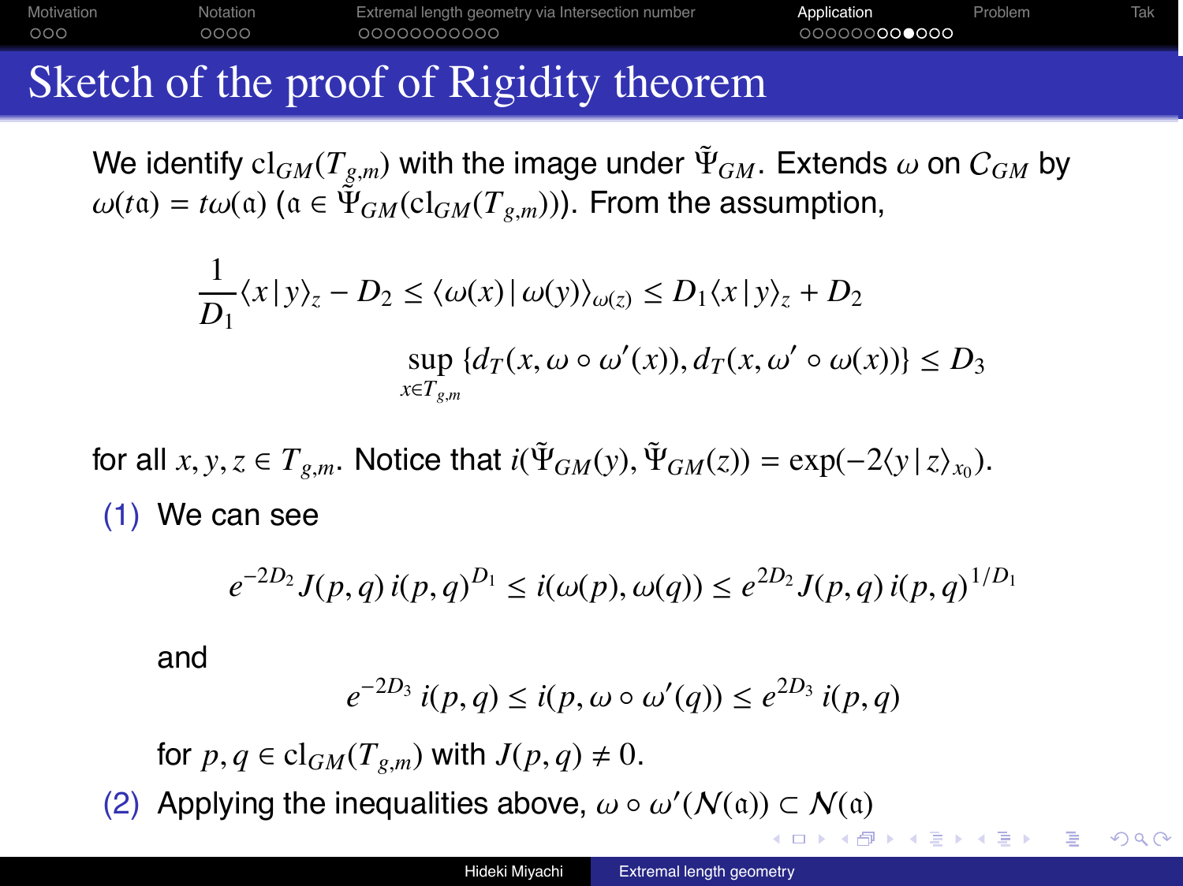# Sketch of the proof of Rigidity theorem

We identify $\mathrm{cl}_{GM}(T_{g,m})$ with the image under $\tilde{\Psi}_{GM}$. Extends $\omega$ on $C_{GM}$ by $\omega(t\mathfrak{a}) = t\omega(\mathfrak{a})$ ($\mathfrak{a} \in \tilde{\Psi}_{GM}(\mathrm{cl}_{GM}(T_{g,m}))$). From the assumption,

$$\frac{1}{D_1}\langle x \,|\, y\rangle_z - D_2 \leq \langle \omega(x) \,|\, \omega(y)\rangle_{\omega(z)} \leq D_1 \langle x \,|\, y\rangle_z + D_2$$

$$\sup_{x \in T_{g,m}} \{d_T(x, \omega \circ \omega'(x)), d_T(x, \omega' \circ \omega(x))\} \leq D_3$$

for all $x, y, z \in T_{g,m}$. Notice that $i(\tilde{\Psi}_{GM}(y), \tilde{\Psi}_{GM}(z)) = \exp(-2\langle y \,|\, z\rangle_{x_0})$.

(1) We can see

$$e^{-2D_2} J(p,q)\, i(p,q)^{D_1} \leq i(\omega(p), \omega(q)) \leq e^{2D_2} J(p,q)\, i(p,q)^{1/D_1}$$

and

$$e^{-2D_3}\, i(p,q) \leq i(p, \omega \circ \omega'(q)) \leq e^{2D_3}\, i(p,q)$$

for $p, q \in \mathrm{cl}_{GM}(T_{g,m})$ with $J(p,q) \neq 0$.

(2) Applying the inequalities above, $\omega \circ \omega'(\mathcal{N}(\mathfrak{a})) \subset \mathcal{N}(\mathfrak{a})$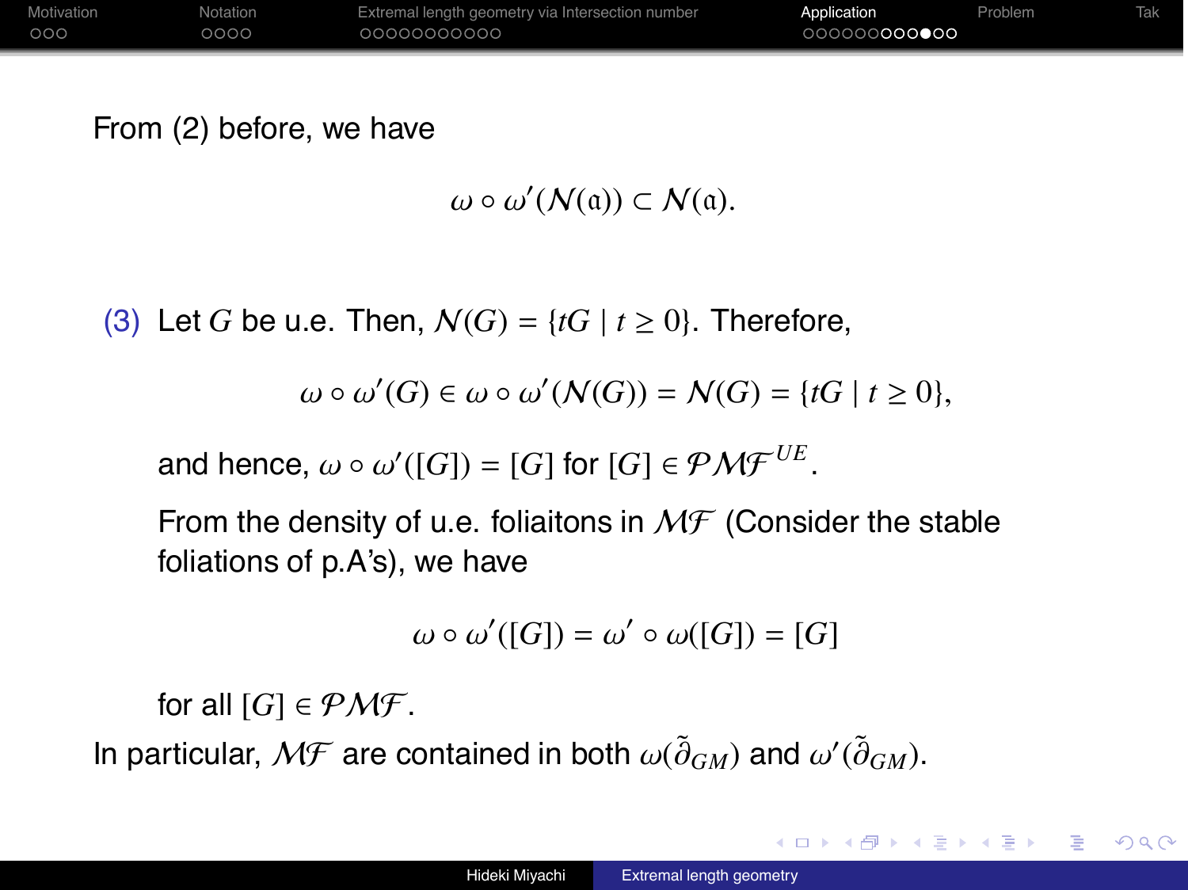From (2) before, we have

$$\omega \circ \omega'(\mathcal{N}(\mathfrak{a})) \subset \mathcal{N}(\mathfrak{a}).$$

(3) Let $G$ be u.e. Then, $\mathcal{N}(G) = \{tG \mid t \geq 0\}$. Therefore,

$$\omega \circ \omega'(G) \in \omega \circ \omega'(\mathcal{N}(G)) = \mathcal{N}(G) = \{tG \mid t \geq 0\},$$

and hence, $\omega \circ \omega'([G]) = [G]$ for $[G] \in \mathcal{PMF}^{UE}$.

From the density of u.e. foliaitons in $\mathcal{MF}$ (Consider the stable foliations of p.A's), we have

$$\omega \circ \omega'([G]) = \omega' \circ \omega([G]) = [G]$$

for all $[G] \in \mathcal{PMF}$.

In particular, $\mathcal{MF}$ are contained in both $\omega(\tilde{\partial}_{GM})$ and $\omega'(\tilde{\partial}_{GM})$.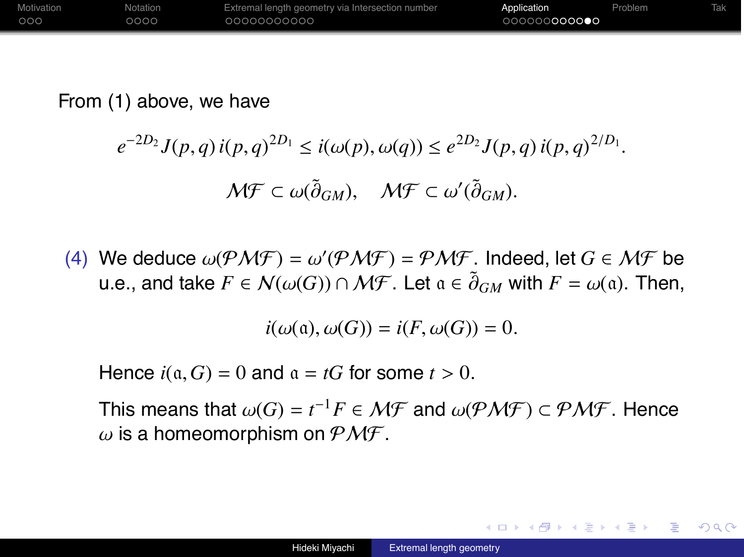From (1) above, we have

$$e^{-2D_2} J(p,q)\, i(p,q)^{2D_1} \le i(\omega(p),\omega(q)) \le e^{2D_2} J(p,q)\, i(p,q)^{2/D_1}.$$

$$\mathcal{MF} \subset \omega(\tilde{\partial}_{GM}), \quad \mathcal{MF} \subset \omega'(\tilde{\partial}_{GM}).$$

(4) We deduce $\omega(\mathcal{PMF}) = \omega'(\mathcal{PMF}) = \mathcal{PMF}$. Indeed, let $G \in \mathcal{MF}$ be u.e., and take $F \in \mathcal{N}(\omega(G)) \cap \mathcal{MF}$. Let $\mathfrak{a} \in \tilde{\partial}_{GM}$ with $F = \omega(\mathfrak{a})$. Then,

$$i(\omega(\mathfrak{a}), \omega(G)) = i(F, \omega(G)) = 0.$$

Hence $i(\mathfrak{a}, G) = 0$ and $\mathfrak{a} = tG$ for some $t > 0$.

This means that $\omega(G) = t^{-1}F \in \mathcal{MF}$ and $\omega(\mathcal{PMF}) \subset \mathcal{PMF}$. Hence $\omega$ is a homeomorphism on $\mathcal{PMF}$.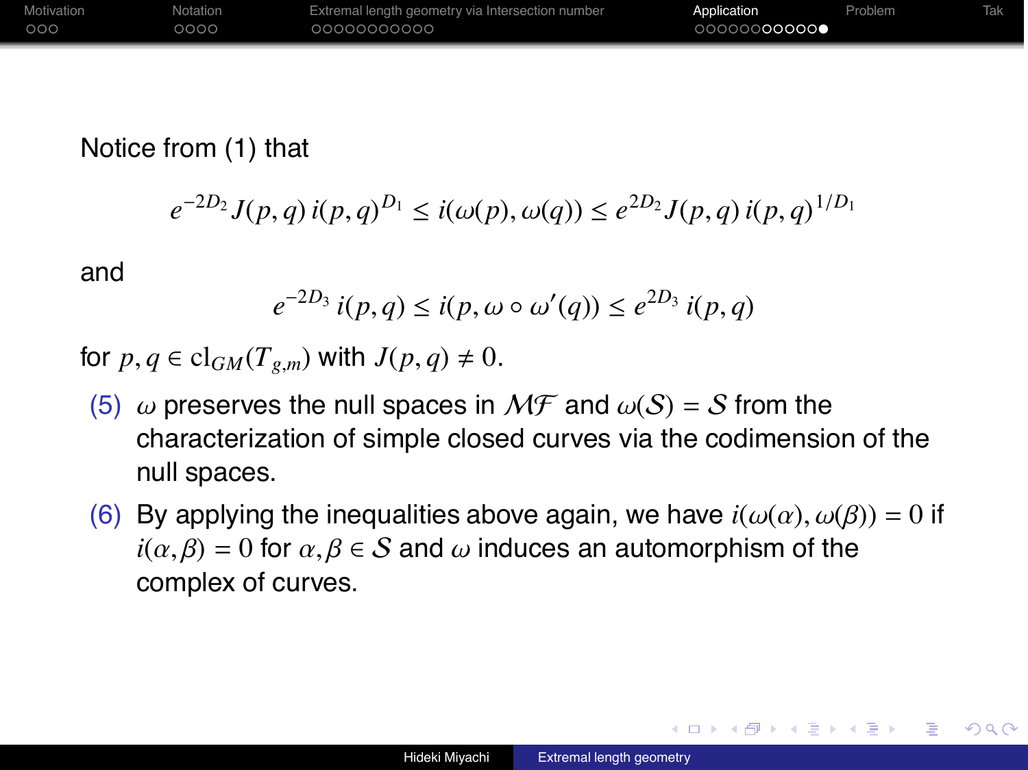Notice from (1) that

$$e^{-2D_2} J(p,q)\, i(p,q)^{D_1} \leq i(\omega(p), \omega(q)) \leq e^{2D_2} J(p,q)\, i(p,q)^{1/D_1}$$

and

$$e^{-2D_3}\, i(p,q) \leq i(p, \omega \circ \omega'(q)) \leq e^{2D_3}\, i(p,q)$$

for $p, q \in \mathrm{cl}_{GM}(T_{g,m})$ with $J(p,q) \neq 0$.

(5) $\omega$ preserves the null spaces in $\mathcal{MF}$ and $\omega(\mathcal{S}) = \mathcal{S}$ from the characterization of simple closed curves via the codimension of the null spaces.

(6) By applying the inequalities above again, we have $i(\omega(\alpha), \omega(\beta)) = 0$ if $i(\alpha, \beta) = 0$ for $\alpha, \beta \in \mathcal{S}$ and $\omega$ induces an automorphism of the complex of curves.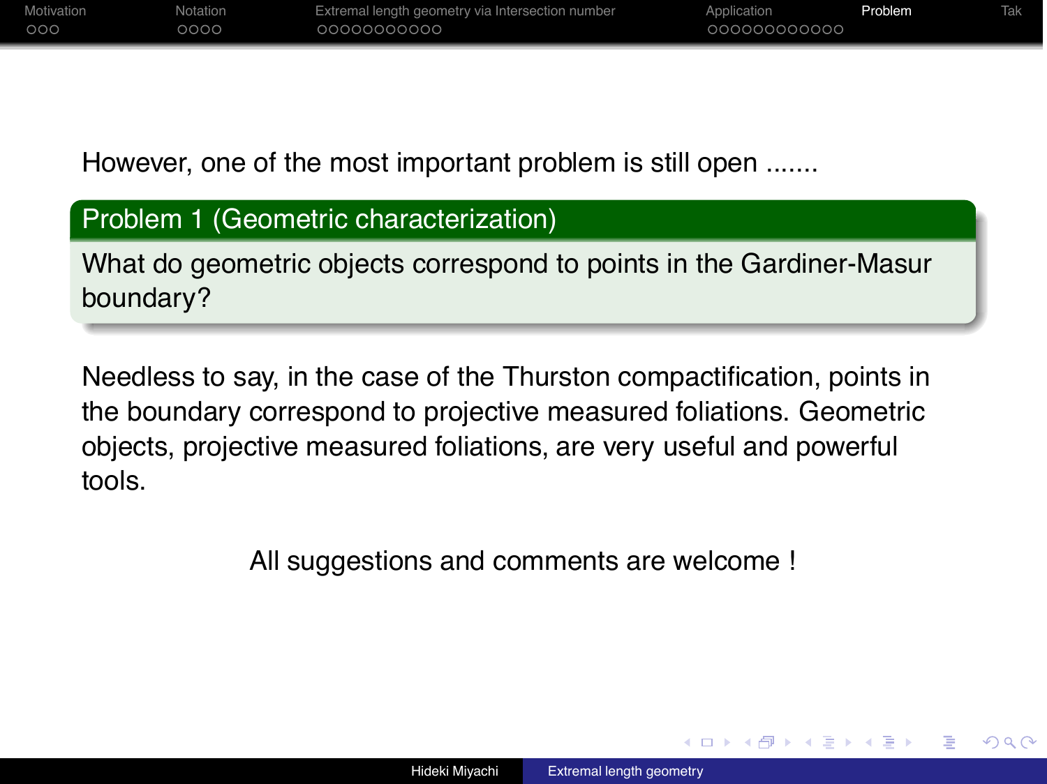However, one of the most important problem is still open .......

**Problem 1 (Geometric characterization)**

What do geometric objects correspond to points in the Gardiner-Masur boundary?

Needless to say, in the case of the Thurston compactification, points in the boundary correspond to projective measured foliations. Geometric objects, projective measured foliations, are very useful and powerful tools.

All suggestions and comments are welcome !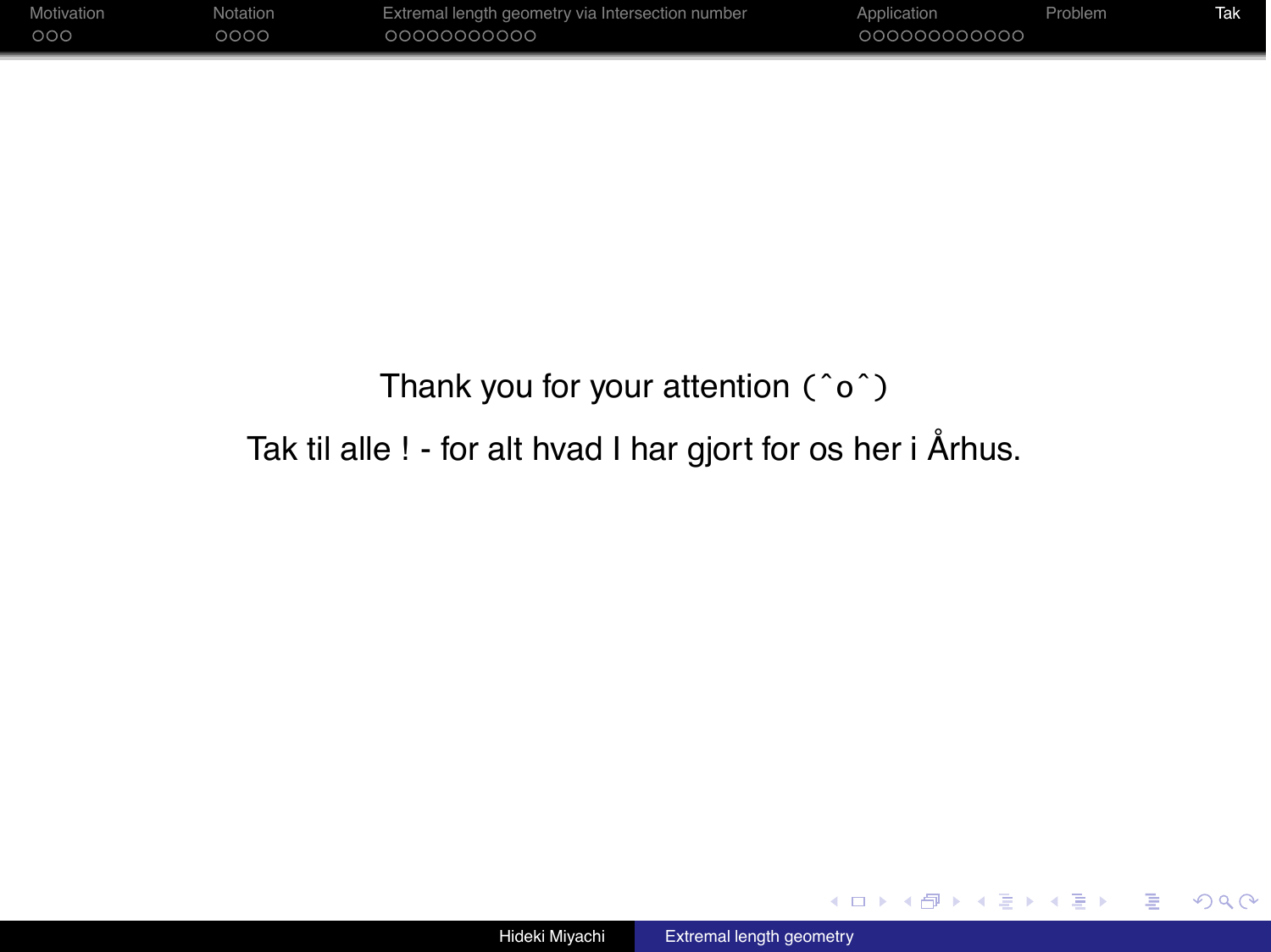Thank you for your attention (ˆoˆ)

Tak til alle ! - for alt hvad I har gjort for os her i Århus.